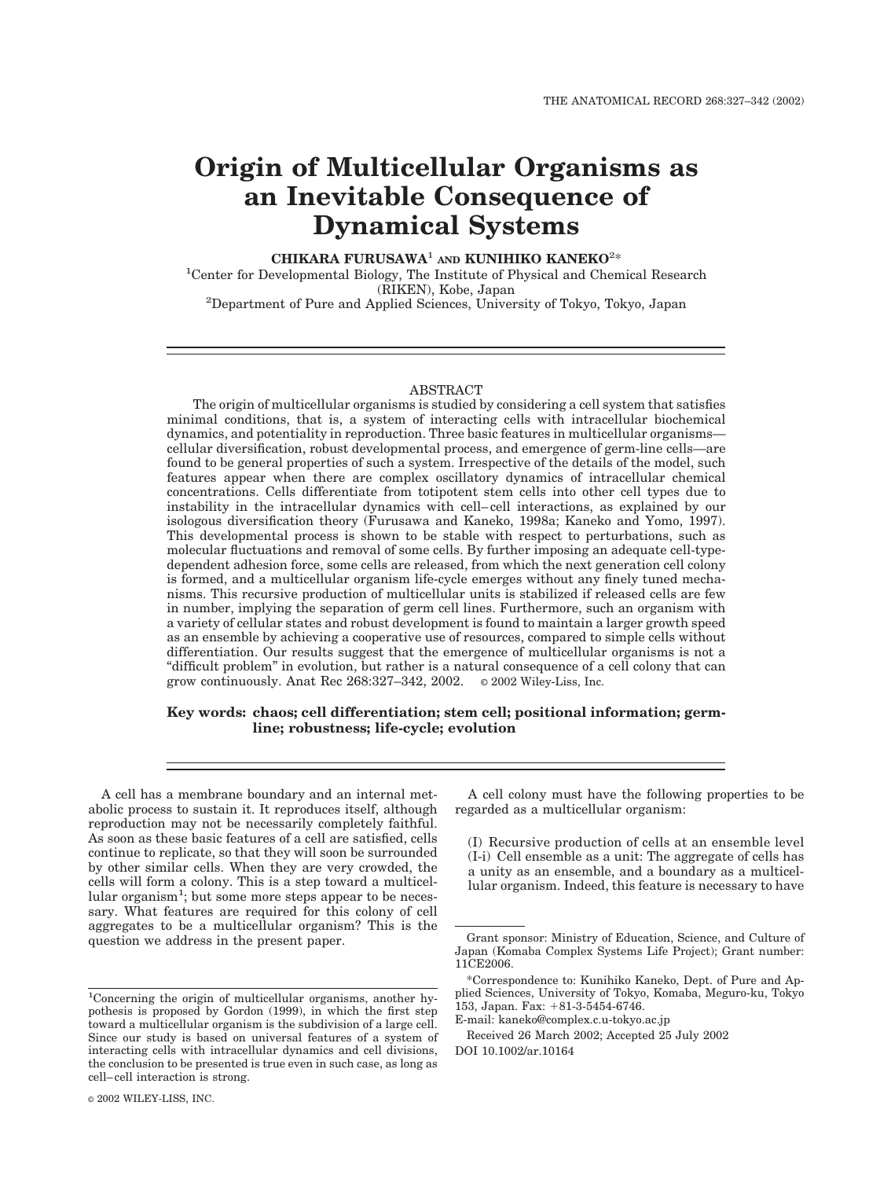# Origin of Multicellular Organisms as an Inevitable Consequence of Dynamical Systems

**CHIKARA FURUSAWA**[1] **AND KUNIHIKO KANEKO**[2]*

[1]Center for Developmental Biology, The Institute of Physical and Chemical Research (RIKEN), Kobe, Japan

[2]Department of Pure and Applied Sciences, University of Tokyo, Tokyo, Japan

## ABSTRACT

The origin of multicellular organisms is studied by considering a cell system that satisfies minimal conditions, that is, a system of interacting cells with intracellular biochemical dynamics, and potentiality in reproduction. Three basic features in multicellular organisms—cellular diversification, robust developmental process, and emergence of germ-line cells—are found to be general properties of such a system. Irrespective of the details of the model, such features appear when there are complex oscillatory dynamics of intracellular chemical concentrations. Cells differentiate from totipotent stem cells into other cell types due to instability in the intracellular dynamics with cell–cell interactions, as explained by our isologous diversification theory (Furusawa and Kaneko, 1998a; Kaneko and Yomo, 1997). This developmental process is shown to be stable with respect to perturbations, such as molecular fluctuations and removal of some cells. By further imposing an adequate cell-type-dependent adhesion force, some cells are released, from which the next generation cell colony is formed, and a multicellular organism life-cycle emerges without any finely tuned mechanisms. This recursive production of multicellular units is stabilized if released cells are few in number, implying the separation of germ cell lines. Furthermore, such an organism with a variety of cellular states and robust development is found to maintain a larger growth speed as an ensemble by achieving a cooperative use of resources, compared to simple cells without differentiation. Our results suggest that the emergence of multicellular organisms is not a "difficult problem" in evolution, but rather is a natural consequence of a cell colony that can grow continuously. Anat Rec 268:327–342, 2002. © 2002 Wiley-Liss, Inc.

**Key words: chaos; cell differentiation; stem cell; positional information; germ-line; robustness; life-cycle; evolution**

A cell has a membrane boundary and an internal metabolic process to sustain it. It reproduces itself, although reproduction may not be necessarily completely faithful. As soon as these basic features of a cell are satisfied, cells continue to replicate, so that they will soon be surrounded by other similar cells. When they are very crowded, the cells will form a colony. This is a step toward a multicellular organism[1]; but some more steps appear to be necessary. What features are required for this colony of cell aggregates to be a multicellular organism? This is the question we address in the present paper.

A cell colony must have the following properties to be regarded as a multicellular organism:

(I) Recursive production of cells at an ensemble level

(I-i) Cell ensemble as a unit: The aggregate of cells has a unity as an ensemble, and a boundary as a multicellular organism. Indeed, this feature is necessary to have

---

[1]Concerning the origin of multicellular organisms, another hypothesis is proposed by Gordon (1999), in which the first step toward a multicellular organism is the subdivision of a large cell. Since our study is based on universal features of a system of interacting cells with intracellular dynamics and cell divisions, the conclusion to be presented is true even in such case, as long as cell–cell interaction is strong.

Grant sponsor: Ministry of Education, Science, and Culture of Japan (Komaba Complex Systems Life Project); Grant number: 11CE2006.

*Correspondence to: Kunihiko Kaneko, Dept. of Pure and Applied Sciences, University of Tokyo, Komaba, Meguro-ku, Tokyo 153, Japan. Fax: +81-3-5454-6746.
E-mail: kaneko@complex.c.u-tokyo.ac.jp

Received 26 March 2002; Accepted 25 July 2002

DOI 10.1002/ar.10164

© 2002 WILEY-LISS, INC.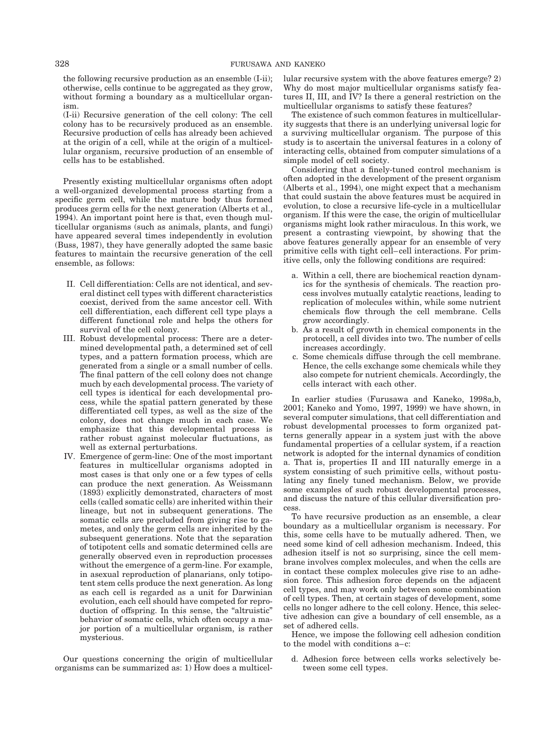the following recursive production as an ensemble (I-ii); otherwise, cells continue to be aggregated as they grow, without forming a boundary as a multicellular organism.

(I-ii) Recursive generation of the cell colony: The cell colony has to be recursively produced as an ensemble. Recursive production of cells has already been achieved at the origin of a cell, while at the origin of a multicellular organism, recursive production of an ensemble of cells has to be established.

Presently existing multicellular organisms often adopt a well-organized developmental process starting from a specific germ cell, while the mature body thus formed produces germ cells for the next generation (Alberts et al., 1994). An important point here is that, even though multicellular organisms (such as animals, plants, and fungi) have appeared several times independently in evolution (Buss, 1987), they have generally adopted the same basic features to maintain the recursive generation of the cell ensemble, as follows:

- II. Cell differentiation: Cells are not identical, and several distinct cell types with different characteristics coexist, derived from the same ancestor cell. With cell differentiation, each different cell type plays a different functional role and helps the others for survival of the cell colony.
- III. Robust developmental process: There are a determined developmental path, a determined set of cell types, and a pattern formation process, which are generated from a single or a small number of cells. The final pattern of the cell colony does not change much by each developmental process. The variety of cell types is identical for each developmental process, while the spatial pattern generated by these differentiated cell types, as well as the size of the colony, does not change much in each case. We emphasize that this developmental process is rather robust against molecular fluctuations, as well as external perturbations.
- IV. Emergence of germ-line: One of the most important features in multicellular organisms adopted in most cases is that only one or a few types of cells can produce the next generation. As Weissmann (1893) explicitly demonstrated, characters of most cells (called somatic cells) are inherited within their lineage, but not in subsequent generations. The somatic cells are precluded from giving rise to gametes, and only the germ cells are inherited by the subsequent generations. Note that the separation of totipotent cells and somatic determined cells are generally observed even in reproduction processes without the emergence of a germ-line. For example, in asexual reproduction of planarians, only totipotent stem cells produce the next generation. As long as each cell is regarded as a unit for Darwinian evolution, each cell should have competed for reproduction of offspring. In this sense, the "altruistic" behavior of somatic cells, which often occupy a major portion of a multicellular organism, is rather mysterious.

Our questions concerning the origin of multicellular organisms can be summarized as: 1) How does a multicellular recursive system with the above features emerge? 2) Why do most major multicellular organisms satisfy features II, III, and IV? Is there a general restriction on the multicellular organisms to satisfy these features?

The existence of such common features in multicellularity suggests that there is an underlying universal logic for a surviving multicellular organism. The purpose of this study is to ascertain the universal features in a colony of interacting cells, obtained from computer simulations of a simple model of cell society.

Considering that a finely-tuned control mechanism is often adopted in the development of the present organism (Alberts et al., 1994), one might expect that a mechanism that could sustain the above features must be acquired in evolution, to close a recursive life-cycle in a multicellular organism. If this were the case, the origin of multicellular organisms might look rather miraculous. In this work, we present a contrasting viewpoint, by showing that the above features generally appear for an ensemble of very primitive cells with tight cell–cell interactions. For primitive cells, only the following conditions are required:

- a. Within a cell, there are biochemical reaction dynamics for the synthesis of chemicals. The reaction process involves mutually catalytic reactions, leading to replication of molecules within, while some nutrient chemicals flow through the cell membrane. Cells grow accordingly.
- b. As a result of growth in chemical components in the protocell, a cell divides into two. The number of cells increases accordingly.
- c. Some chemicals diffuse through the cell membrane. Hence, the cells exchange some chemicals while they also compete for nutrient chemicals. Accordingly, the cells interact with each other.

In earlier studies (Furusawa and Kaneko, 1998a,b, 2001; Kaneko and Yomo, 1997, 1999) we have shown, in several computer simulations, that cell differentiation and robust developmental processes to form organized patterns generally appear in a system just with the above fundamental properties of a cellular system, if a reaction network is adopted for the internal dynamics of condition a. That is, properties II and III naturally emerge in a system consisting of such primitive cells, without postulating any finely tuned mechanism. Below, we provide some examples of such robust developmental processes, and discuss the nature of this cellular diversification process.

To have recursive production as an ensemble, a clear boundary as a multicellular organism is necessary. For this, some cells have to be mutually adhered. Then, we need some kind of cell adhesion mechanism. Indeed, this adhesion itself is not so surprising, since the cell membrane involves complex molecules, and when the cells are in contact these complex molecules give rise to an adhesion force. This adhesion force depends on the adjacent cell types, and may work only between some combination of cell types. Then, at certain stages of development, some cells no longer adhere to the cell colony. Hence, this selective adhesion can give a boundary of cell ensemble, as a set of adhered cells.

Hence, we impose the following cell adhesion condition to the model with conditions a–c:

- d. Adhesion force between cells works selectively between some cell types.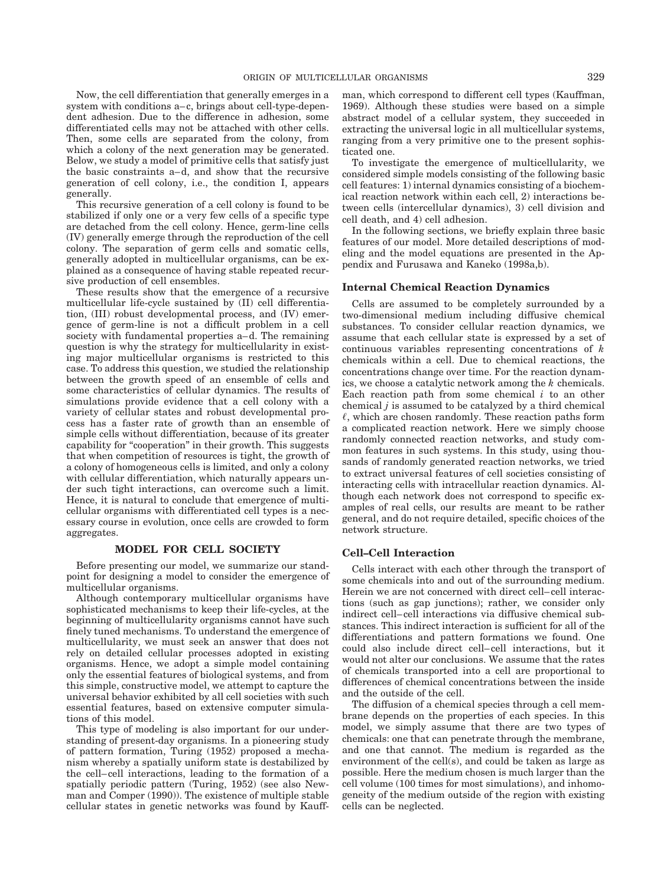Now, the cell differentiation that generally emerges in a system with conditions a–c, brings about cell-type-dependent adhesion. Due to the difference in adhesion, some differentiated cells may not be attached with other cells. Then, some cells are separated from the colony, from which a colony of the next generation may be generated. Below, we study a model of primitive cells that satisfy just the basic constraints a–d, and show that the recursive generation of cell colony, i.e., the condition I, appears generally.

This recursive generation of a cell colony is found to be stabilized if only one or a very few cells of a specific type are detached from the cell colony. Hence, germ-line cells (IV) generally emerge through the reproduction of the cell colony. The separation of germ cells and somatic cells, generally adopted in multicellular organisms, can be explained as a consequence of having stable repeated recursive production of cell ensembles.

These results show that the emergence of a recursive multicellular life-cycle sustained by (II) cell differentiation, (III) robust developmental process, and (IV) emergence of germ-line is not a difficult problem in a cell society with fundamental properties a–d. The remaining question is why the strategy for multicellularity in existing major multicellular organisms is restricted to this case. To address this question, we studied the relationship between the growth speed of an ensemble of cells and some characteristics of cellular dynamics. The results of simulations provide evidence that a cell colony with a variety of cellular states and robust developmental process has a faster rate of growth than an ensemble of simple cells without differentiation, because of its greater capability for "cooperation" in their growth. This suggests that when competition of resources is tight, the growth of a colony of homogeneous cells is limited, and only a colony with cellular differentiation, which naturally appears under such tight interactions, can overcome such a limit. Hence, it is natural to conclude that emergence of multicellular organisms with differentiated cell types is a necessary course in evolution, once cells are crowded to form aggregates.

## MODEL FOR CELL SOCIETY

Before presenting our model, we summarize our standpoint for designing a model to consider the emergence of multicellular organisms.

Although contemporary multicellular organisms have sophisticated mechanisms to keep their life-cycles, at the beginning of multicellularity organisms cannot have such finely tuned mechanisms. To understand the emergence of multicellularity, we must seek an answer that does not rely on detailed cellular processes adopted in existing organisms. Hence, we adopt a simple model containing only the essential features of biological systems, and from this simple, constructive model, we attempt to capture the universal behavior exhibited by all cell societies with such essential features, based on extensive computer simulations of this model.

This type of modeling is also important for our understanding of present-day organisms. In a pioneering study of pattern formation, Turing (1952) proposed a mechanism whereby a spatially uniform state is destabilized by the cell–cell interactions, leading to the formation of a spatially periodic pattern (Turing, 1952) (see also Newman and Comper (1990)). The existence of multiple stable cellular states in genetic networks was found by Kauffman, which correspond to different cell types (Kauffman, 1969). Although these studies were based on a simple abstract model of a cellular system, they succeeded in extracting the universal logic in all multicellular systems, ranging from a very primitive one to the present sophisticated one.

To investigate the emergence of multicellularity, we considered simple models consisting of the following basic cell features: 1) internal dynamics consisting of a biochemical reaction network within each cell, 2) interactions between cells (intercellular dynamics), 3) cell division and cell death, and 4) cell adhesion.

In the following sections, we briefly explain three basic features of our model. More detailed descriptions of modeling and the model equations are presented in the Appendix and Furusawa and Kaneko (1998a,b).

### Internal Chemical Reaction Dynamics

Cells are assumed to be completely surrounded by a two-dimensional medium including diffusive chemical substances. To consider cellular reaction dynamics, we assume that each cellular state is expressed by a set of continuous variables representing concentrations of $k$ chemicals within a cell. Due to chemical reactions, the concentrations change over time. For the reaction dynamics, we choose a catalytic network among the $k$ chemicals. Each reaction path from some chemical $i$ to an other chemical $j$ is assumed to be catalyzed by a third chemical $\ell$, which are chosen randomly. These reaction paths form a complicated reaction network. Here we simply choose randomly connected reaction networks, and study common features in such systems. In this study, using thousands of randomly generated reaction networks, we tried to extract universal features of cell societies consisting of interacting cells with intracellular reaction dynamics. Although each network does not correspond to specific examples of real cells, our results are meant to be rather general, and do not require detailed, specific choices of the network structure.

### Cell–Cell Interaction

Cells interact with each other through the transport of some chemicals into and out of the surrounding medium. Herein we are not concerned with direct cell–cell interactions (such as gap junctions); rather, we consider only indirect cell–cell interactions via diffusive chemical substances. This indirect interaction is sufficient for all of the differentiations and pattern formations we found. One could also include direct cell–cell interactions, but it would not alter our conclusions. We assume that the rates of chemicals transported into a cell are proportional to differences of chemical concentrations between the inside and the outside of the cell.

The diffusion of a chemical species through a cell membrane depends on the properties of each species. In this model, we simply assume that there are two types of chemicals: one that can penetrate through the membrane, and one that cannot. The medium is regarded as the environment of the cell(s), and could be taken as large as possible. Here the medium chosen is much larger than the cell volume (100 times for most simulations), and inhomogeneity of the medium outside of the region with existing cells can be neglected.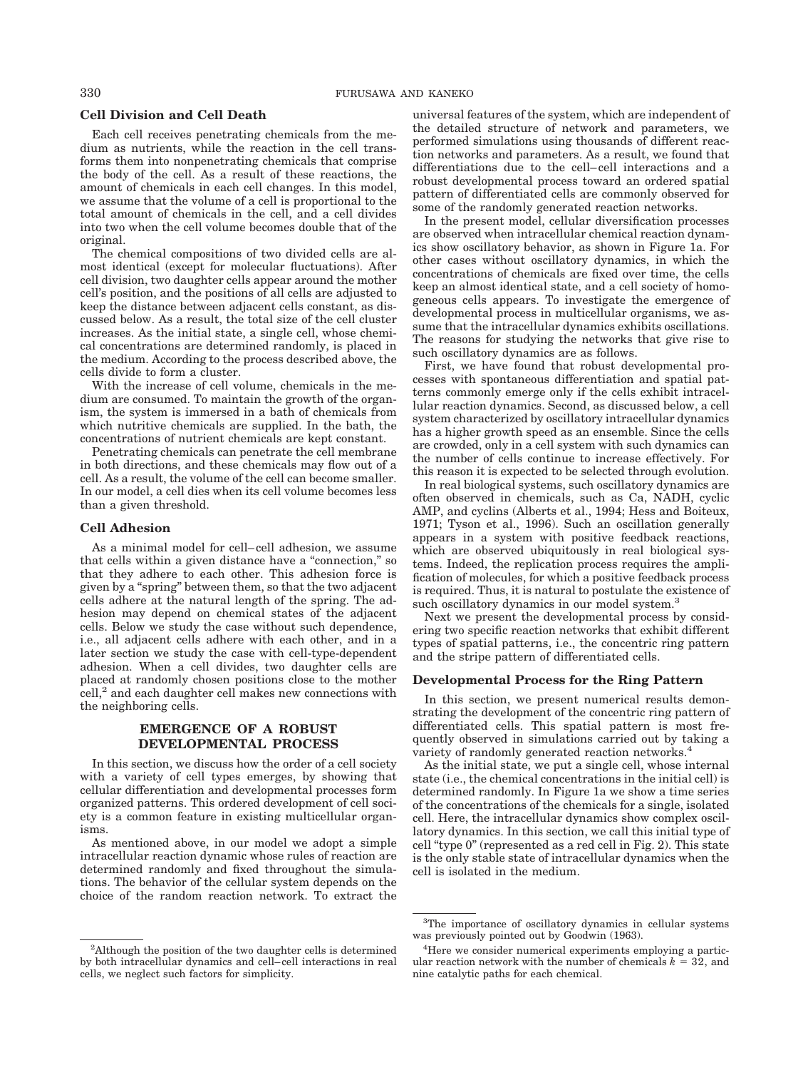### Cell Division and Cell Death

Each cell receives penetrating chemicals from the medium as nutrients, while the reaction in the cell transforms them into nonpenetrating chemicals that comprise the body of the cell. As a result of these reactions, the amount of chemicals in each cell changes. In this model, we assume that the volume of a cell is proportional to the total amount of chemicals in the cell, and a cell divides into two when the cell volume becomes double that of the original.

The chemical compositions of two divided cells are almost identical (except for molecular fluctuations). After cell division, two daughter cells appear around the mother cell's position, and the positions of all cells are adjusted to keep the distance between adjacent cells constant, as discussed below. As a result, the total size of the cell cluster increases. As the initial state, a single cell, whose chemical concentrations are determined randomly, is placed in the medium. According to the process described above, the cells divide to form a cluster.

With the increase of cell volume, chemicals in the medium are consumed. To maintain the growth of the organism, the system is immersed in a bath of chemicals from which nutritive chemicals are supplied. In the bath, the concentrations of nutrient chemicals are kept constant.

Penetrating chemicals can penetrate the cell membrane in both directions, and these chemicals may flow out of a cell. As a result, the volume of the cell can become smaller. In our model, a cell dies when its cell volume becomes less than a given threshold.

### Cell Adhesion

As a minimal model for cell–cell adhesion, we assume that cells within a given distance have a "connection," so that they adhere to each other. This adhesion force is given by a "spring" between them, so that the two adjacent cells adhere at the natural length of the spring. The adhesion may depend on chemical states of the adjacent cells. Below we study the case without such dependence, i.e., all adjacent cells adhere with each other, and in a later section we study the case with cell-type-dependent adhesion. When a cell divides, two daughter cells are placed at randomly chosen positions close to the mother cell,[2] and each daughter cell makes new connections with the neighboring cells.

## EMERGENCE OF A ROBUST DEVELOPMENTAL PROCESS

In this section, we discuss how the order of a cell society with a variety of cell types emerges, by showing that cellular differentiation and developmental processes form organized patterns. This ordered development of cell society is a common feature in existing multicellular organisms.

As mentioned above, in our model we adopt a simple intracellular reaction dynamic whose rules of reaction are determined randomly and fixed throughout the simulations. The behavior of the cellular system depends on the choice of the random reaction network. To extract the universal features of the system, which are independent of the detailed structure of network and parameters, we performed simulations using thousands of different reaction networks and parameters. As a result, we found that differentiations due to the cell–cell interactions and a robust developmental process toward an ordered spatial pattern of differentiated cells are commonly observed for some of the randomly generated reaction networks.

In the present model, cellular diversification processes are observed when intracellular chemical reaction dynamics show oscillatory behavior, as shown in Figure 1a. For other cases without oscillatory dynamics, in which the concentrations of chemicals are fixed over time, the cells keep an almost identical state, and a cell society of homogeneous cells appears. To investigate the emergence of developmental process in multicellular organisms, we assume that the intracellular dynamics exhibits oscillations. The reasons for studying the networks that give rise to such oscillatory dynamics are as follows.

First, we have found that robust developmental processes with spontaneous differentiation and spatial patterns commonly emerge only if the cells exhibit intracellular reaction dynamics. Second, as discussed below, a cell system characterized by oscillatory intracellular dynamics has a higher growth speed as an ensemble. Since the cells are crowded, only in a cell system with such dynamics can the number of cells continue to increase effectively. For this reason it is expected to be selected through evolution.

In real biological systems, such oscillatory dynamics are often observed in chemicals, such as Ca, NADH, cyclic AMP, and cyclins (Alberts et al., 1994; Hess and Boiteux, 1971; Tyson et al., 1996). Such an oscillation generally appears in a system with positive feedback reactions, which are observed ubiquitously in real biological systems. Indeed, the replication process requires the amplification of molecules, for which a positive feedback process is required. Thus, it is natural to postulate the existence of such oscillatory dynamics in our model system.[3]

Next we present the developmental process by considering two specific reaction networks that exhibit different types of spatial patterns, i.e., the concentric ring pattern and the stripe pattern of differentiated cells.

### Developmental Process for the Ring Pattern

In this section, we present numerical results demonstrating the development of the concentric ring pattern of differentiated cells. This spatial pattern is most frequently observed in simulations carried out by taking a variety of randomly generated reaction networks.[4]

As the initial state, we put a single cell, whose internal state (i.e., the chemical concentrations in the initial cell) is determined randomly. In Figure 1a we show a time series of the concentrations of the chemicals for a single, isolated cell. Here, the intracellular dynamics show complex oscillatory dynamics. In this section, we call this initial type of cell "type 0" (represented as a red cell in Fig. 2). This state is the only stable state of intracellular dynamics when the cell is isolated in the medium.

---

[2] Although the position of the two daughter cells is determined by both intracellular dynamics and cell–cell interactions in real cells, we neglect such factors for simplicity.

[3] The importance of oscillatory dynamics in cellular systems was previously pointed out by Goodwin (1963).

[4] Here we consider numerical experiments employing a particular reaction network with the number of chemicals $k = 32$, and nine catalytic paths for each chemical.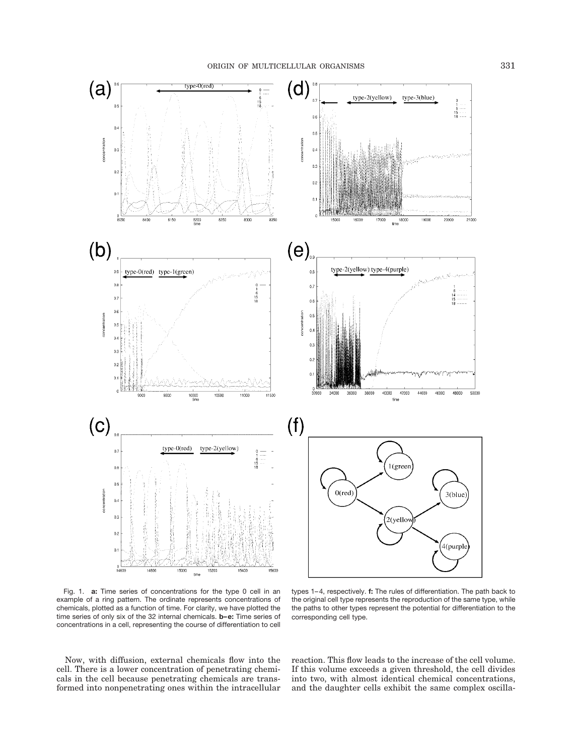Fig. 1. **a:** Time series of concentrations for the type 0 cell in an example of a ring pattern. The ordinate represents concentrations of chemicals, plotted as a function of time. For clarity, we have plotted the time series of only six of the 32 internal chemicals. **b–e:** Time series of concentrations in a cell, representing the course of differentiation to cell types 1–4, respectively. **f:** The rules of differentiation. The path back to the original cell type represents the reproduction of the same type, while the paths to other types represent the potential for differentiation to the corresponding cell type.

Now, with diffusion, external chemicals flow into the cell. There is a lower concentration of penetrating chemicals in the cell because penetrating chemicals are transformed into nonpenetrating ones within the intracellular reaction. This flow leads to the increase of the cell volume. If this volume exceeds a given threshold, the cell divides into two, with almost identical chemical concentrations, and the daughter cells exhibit the same complex oscilla-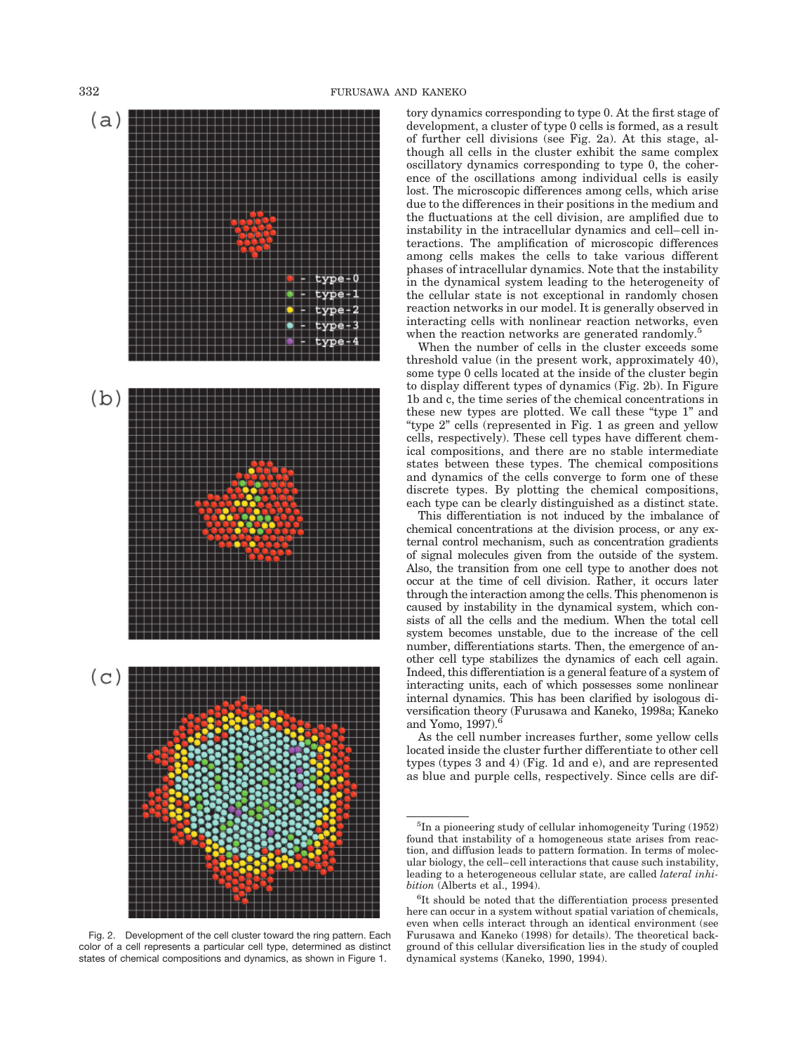(a)

- type-0
- type-1
- type-2
- type-3
- type-4

(b)

(c)

Fig. 2. Development of the cell cluster toward the ring pattern. Each color of a cell represents a particular cell type, determined as distinct states of chemical compositions and dynamics, as shown in Figure 1.

tory dynamics corresponding to type 0. At the first stage of development, a cluster of type 0 cells is formed, as a result of further cell divisions (see Fig. 2a). At this stage, although all cells in the cluster exhibit the same complex oscillatory dynamics corresponding to type 0, the coherence of the oscillations among individual cells is easily lost. The microscopic differences among cells, which arise due to the differences in their positions in the medium and the fluctuations at the cell division, are amplified due to instability in the intracellular dynamics and cell–cell interactions. The amplification of microscopic differences among cells makes the cells to take various different phases of intracellular dynamics. Note that the instability in the dynamical system leading to the heterogeneity of the cellular state is not exceptional in randomly chosen reaction networks in our model. It is generally observed in interacting cells with nonlinear reaction networks, even when the reaction networks are generated randomly.[5]

When the number of cells in the cluster exceeds some threshold value (in the present work, approximately 40), some type 0 cells located at the inside of the cluster begin to display different types of dynamics (Fig. 2b). In Figure 1b and c, the time series of the chemical concentrations in these new types are plotted. We call these "type 1" and "type 2" cells (represented in Fig. 1 as green and yellow cells, respectively). These cell types have different chemical compositions, and there are no stable intermediate states between these types. The chemical compositions and dynamics of the cells converge to form one of these discrete types. By plotting the chemical compositions, each type can be clearly distinguished as a distinct state.

This differentiation is not induced by the imbalance of chemical concentrations at the division process, or any external control mechanism, such as concentration gradients of signal molecules given from the outside of the system. Also, the transition from one cell type to another does not occur at the time of cell division. Rather, it occurs later through the interaction among the cells. This phenomenon is caused by instability in the dynamical system, which consists of all the cells and the medium. When the total cell system becomes unstable, due to the increase of the cell number, differentiations starts. Then, the emergence of another cell type stabilizes the dynamics of each cell again. Indeed, this differentiation is a general feature of a system of interacting units, each of which possesses some nonlinear internal dynamics. This has been clarified by isologous diversification theory (Furusawa and Kaneko, 1998a; Kaneko and Yomo, 1997).[6]

As the cell number increases further, some yellow cells located inside the cluster further differentiate to other cell types (types 3 and 4) (Fig. 1d and e), and are represented as blue and purple cells, respectively. Since cells are dif-

[5]In a pioneering study of cellular inhomogeneity Turing (1952) found that instability of a homogeneous state arises from reaction, and diffusion leads to pattern formation. In terms of molecular biology, the cell–cell interactions that cause such instability, leading to a heterogeneous cellular state, are called *lateral inhibition* (Alberts et al., 1994).

[6]It should be noted that the differentiation process presented here can occur in a system without spatial variation of chemicals, even when cells interact through an identical environment (see Furusawa and Kaneko (1998) for details). The theoretical background of this cellular diversification lies in the study of coupled dynamical systems (Kaneko, 1990, 1994).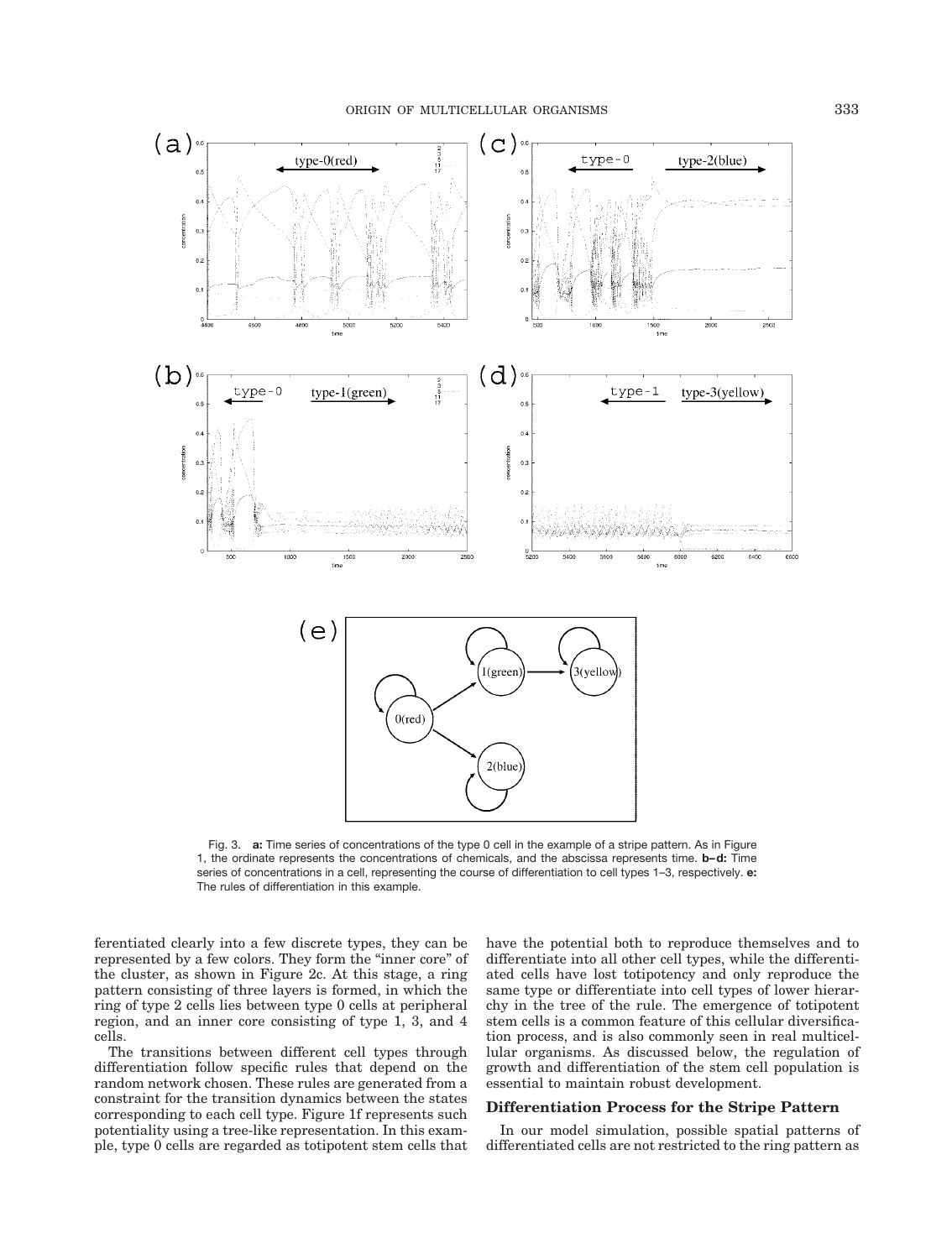Fig. 3. **a:** Time series of concentrations of the type 0 cell in the example of a stripe pattern. As in Figure 1, the ordinate represents the concentrations of chemicals, and the abscissa represents time. **b–d:** Time series of concentrations in a cell, representing the course of differentiation to cell types 1–3, respectively. **e:** The rules of differentiation in this example.

ferentiated clearly into a few discrete types, they can be represented by a few colors. They form the "inner core" of the cluster, as shown in Figure 2c. At this stage, a ring pattern consisting of three layers is formed, in which the ring of type 2 cells lies between type 0 cells at peripheral region, and an inner core consisting of type 1, 3, and 4 cells.

The transitions between different cell types through differentiation follow specific rules that depend on the random network chosen. These rules are generated from a constraint for the transition dynamics between the states corresponding to each cell type. Figure 1f represents such potentiality using a tree-like representation. In this example, type 0 cells are regarded as totipotent stem cells that have the potential both to reproduce themselves and to differentiate into all other cell types, while the differentiated cells have lost totipotency and only reproduce the same type or differentiate into cell types of lower hierarchy in the tree of the rule. The emergence of totipotent stem cells is a common feature of this cellular diversification process, and is also commonly seen in real multicellular organisms. As discussed below, the regulation of growth and differentiation of the stem cell population is essential to maintain robust development.

### Differentiation Process for the Stripe Pattern

In our model simulation, possible spatial patterns of differentiated cells are not restricted to the ring pattern as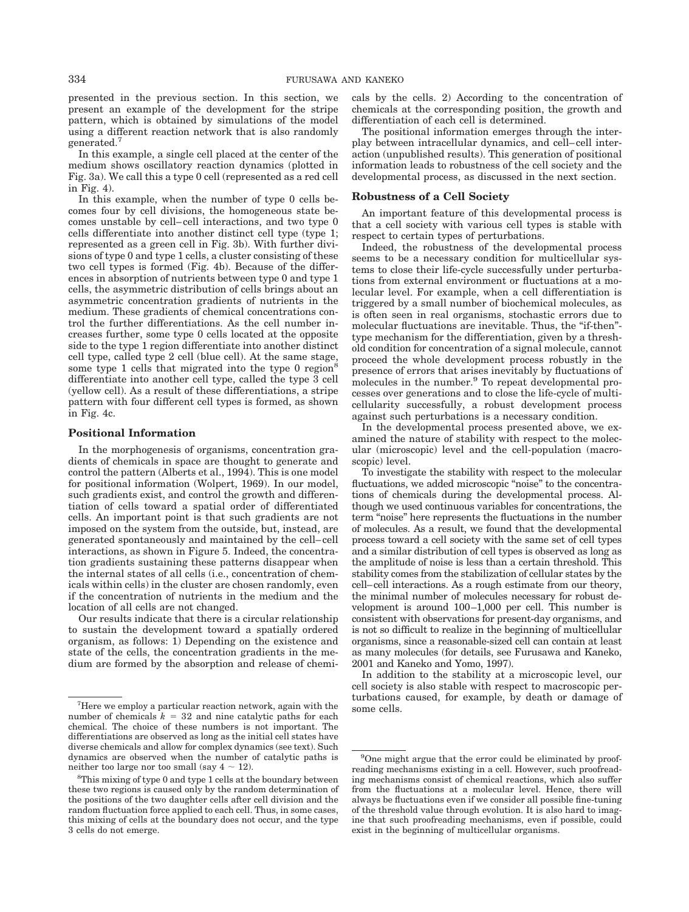presented in the previous section. In this section, we present an example of the development for the stripe pattern, which is obtained by simulations of the model using a different reaction network that is also randomly generated.[7]

In this example, a single cell placed at the center of the medium shows oscillatory reaction dynamics (plotted in Fig. 3a). We call this a type 0 cell (represented as a red cell in Fig. 4).

As the number of type 0 cells becomes four by cell divisions, the homogeneous state becomes unstable by cell–cell interactions, and two type 0 cells differentiate into another distinct cell type (type 1; represented as a green cell in Fig. 3b). With further divisions of type 0 and type 1 cells, a cluster consisting of these two cell types is formed (Fig. 4b). Because of the differences in absorption of nutrients between type 0 and type 1 cells, the asymmetric distribution of cells brings about an asymmetric concentration gradients of nutrients in the medium. These gradients of chemical concentrations control the further differentiations. As the cell number increases further, some type 0 cells located at the opposite side to the type 1 region differentiate into another distinct cell type, called type 2 cell (blue cell). At the same stage, some type 1 cells that migrated into the type 0 region[8] differentiate into another cell type, called the type 3 cell (yellow cell). As a result of these differentiations, a stripe pattern with four different cell types is formed, as shown in Fig. 4c.

## Positional Information

In the morphogenesis of organisms, concentration gradients of chemicals in space are thought to generate and control the pattern (Alberts et al., 1994). This is one model for positional information (Wolpert, 1969). In our model, such gradients exist, and control the growth and differentiation of cells toward a spatial order of differentiated cells. An important point is that such gradients are not imposed on the system from the outside, but, instead, are generated spontaneously and maintained by the cell–cell interactions, as shown in Figure 5. Indeed, the concentration gradients sustaining these patterns disappear when the internal states of all cells (i.e., concentration of chemicals within cells) in the cluster are chosen randomly, even if the concentration of nutrients in the medium and the location of all cells are not changed.

Our results indicate that there is a circular relationship to sustain the development toward a spatially ordered organism, as follows: 1) Depending on the existence and state of the cells, the concentration gradients in the medium are formed by the absorption and release of chemicals by the cells. 2) According to the concentration of chemicals at the corresponding position, the growth and differentiation of each cell is determined.

The positional information emerges through the interplay between intracellular dynamics, and cell–cell interaction (unpublished results). This generation of positional information leads to robustness of the cell society and the developmental process, as discussed in the next section.

## Robustness of a Cell Society

An important feature of this developmental process is that a cell society with various cell types is stable with respect to certain types of perturbations.

Indeed, the robustness of the developmental process seems to be a necessary condition for multicellular systems to close their life-cycle successfully under perturbations from external environment or fluctuations at a molecular level. For example, when a cell differentiation is triggered by a small number of biochemical molecules, as is often seen in real organisms, stochastic errors due to molecular fluctuations are inevitable. Thus, the "if-then"-type mechanism for the differentiation, given by a threshold condition for concentration of a signal molecule, cannot proceed the whole development process robustly in the presence of errors that arises inevitably by fluctuations of molecules in the number.[9] To repeat developmental processes over generations and to close the life-cycle of multicellularity successfully, a robust development process against such perturbations is a necessary condition.

In the developmental process presented above, we examined the nature of stability with respect to the molecular (microscopic) level and the cell-population (macroscopic) level.

To investigate the stability with respect to the molecular fluctuations, we added microscopic "noise" to the concentrations of chemicals during the developmental process. Although we used continuous variables for concentrations, the term "noise" here represents the fluctuations in the number of molecules. As a result, we found that the developmental process toward a cell society with the same set of cell types and a similar distribution of cell types is observed as long as the amplitude of noise is less than a certain threshold. This stability comes from the stabilization of cellular states by the cell–cell interactions. As a rough estimate from our theory, the minimal number of molecules necessary for robust development is around 100–1,000 per cell. This number is consistent with observations for present-day organisms, and is not so difficult to realize in the beginning of multicellular organisms, since a reasonable-sized cell can contain at least as many molecules (for details, see Furusawa and Kaneko, 2001 and Kaneko and Yomo, 1997).

In addition to the stability at a microscopic level, our cell society is also stable with respect to macroscopic perturbations caused, for example, by death or damage of some cells.

---

[7]Here we employ a particular reaction network, again with the number of chemicals $k = 32$ and nine catalytic paths for each chemical. The choice of these numbers is not important. The differentiations are observed as long as the initial cell states have diverse chemicals and allow for complex dynamics (see text). Such dynamics are observed when the number of catalytic paths is neither too large nor too small (say $4 \sim 12$).

[8]This mixing of type 0 and type 1 cells at the boundary between these two regions is caused only by the random determination of the positions of the two daughter cells after cell division and the random fluctuation force applied to each cell. Thus, in some cases, this mixing of cells at the boundary does not occur, and the type 3 cells do not emerge.

[9]One might argue that the error could be eliminated by proofreading mechanisms existing in a cell. However, such proofreading mechanisms consist of chemical reactions, which also suffer from the fluctuations at a molecular level. Hence, there will always be fluctuations even if we consider all possible fine-tuning of the threshold value through evolution. It is also hard to imagine that such proofreading mechanisms, even if possible, could exist in the beginning of multicellular organisms.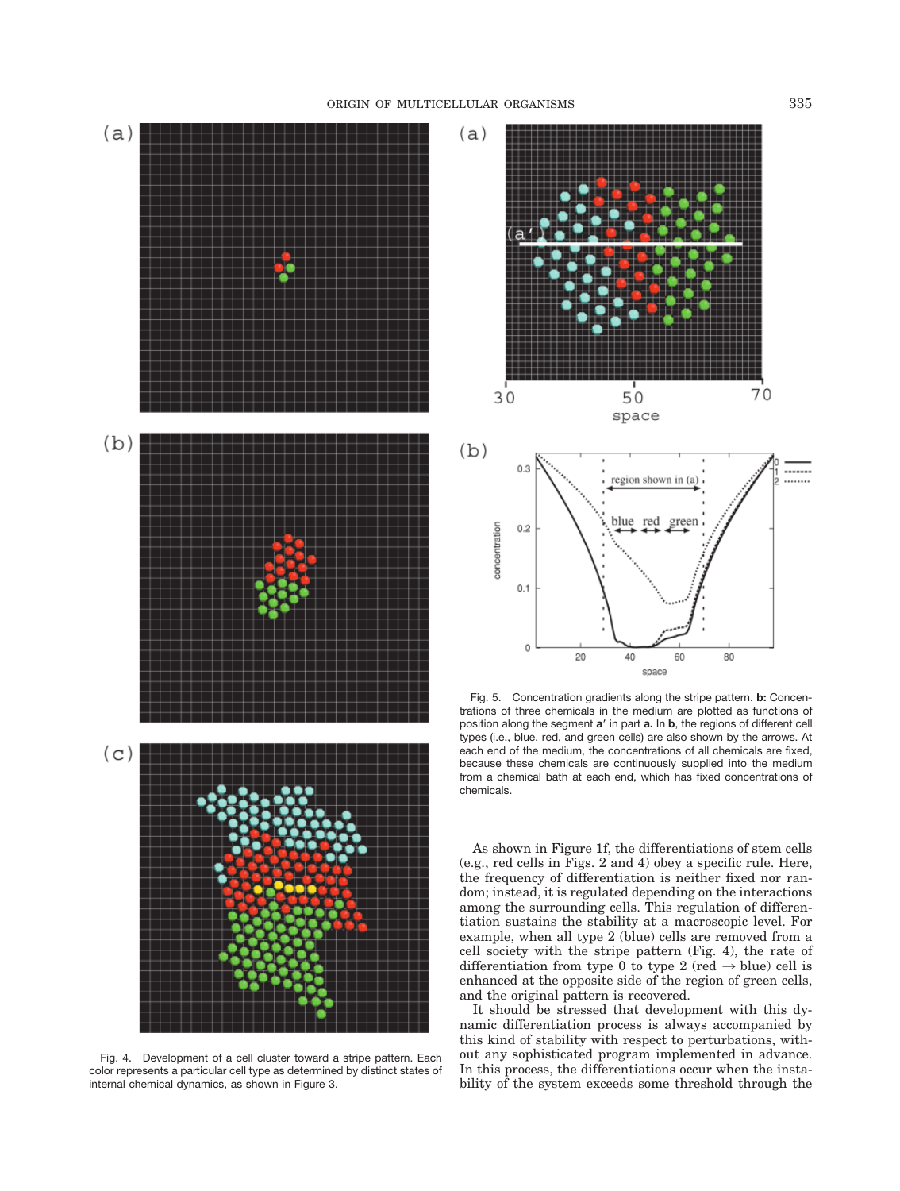Fig. 4. Development of a cell cluster toward a stripe pattern. Each color represents a particular cell type as determined by distinct states of internal chemical dynamics, as shown in Figure 3.

Fig. 5. Concentration gradients along the stripe pattern. **b:** Concentrations of three chemicals in the medium are plotted as functions of position along the segment **a′** in part **a.** In **b**, the regions of different cell types (i.e., blue, red, and green cells) are also shown by the arrows. At each end of the medium, the concentrations of all chemicals are fixed, because these chemicals are continuously supplied into the medium from a chemical bath at each end, which has fixed concentrations of chemicals.

As shown in Figure 1f, the differentiations of stem cells (e.g., red cells in Figs. 2 and 4) obey a specific rule. Here, the frequency of differentiation is neither fixed nor random; instead, it is regulated depending on the interactions among the surrounding cells. This regulation of differentiation sustains the stability at a macroscopic level. For example, when all type 2 (blue) cells are removed from a cell society with the stripe pattern (Fig. 4), the rate of differentiation from type 0 to type 2 (red → blue) cell is enhanced at the opposite side of the region of green cells, and the original pattern is recovered.

It should be stressed that development with this dynamic differentiation process is always accompanied by this kind of stability with respect to perturbations, without any sophisticated program implemented in advance. In this process, the differentiations occur when the instability of the system exceeds some threshold through the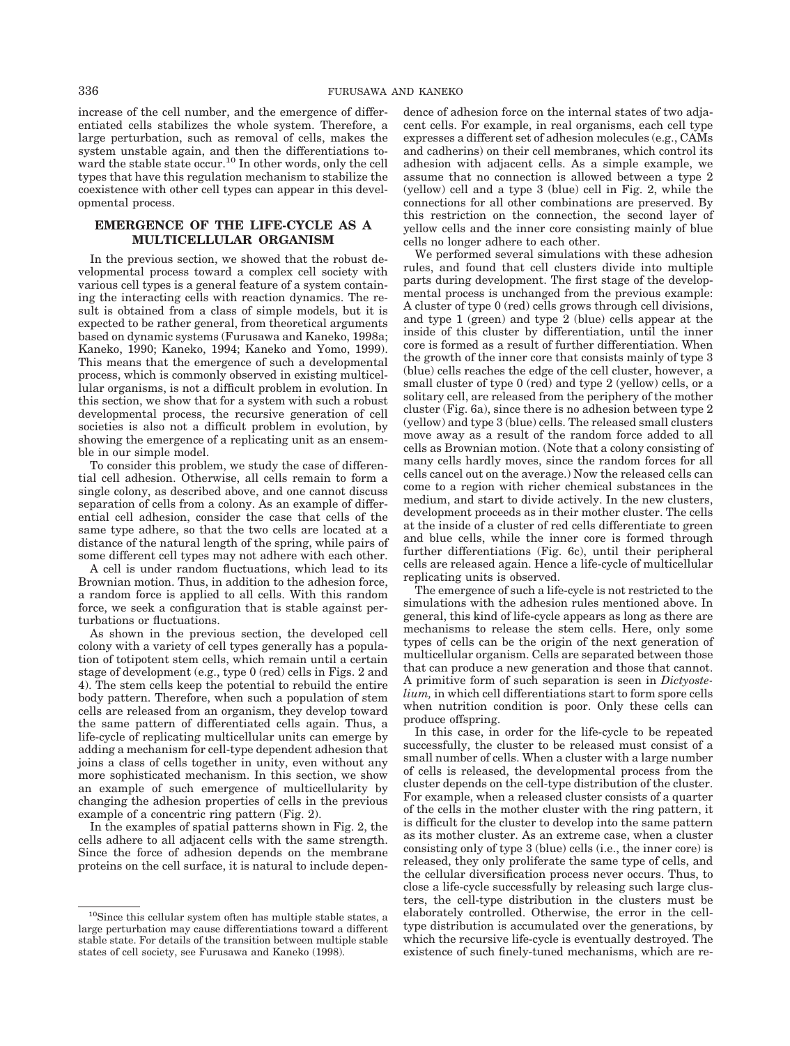increase of the cell number, and the emergence of differentiated cells stabilizes the whole system. Therefore, a large perturbation, such as removal of cells, makes the system unstable again, and then the differentiations toward the stable state occur.[10] In other words, only the cell types that have this regulation mechanism to stabilize the coexistence with other cell types can appear in this developmental process.

## EMERGENCE OF THE LIFE-CYCLE AS A MULTICELLULAR ORGANISM

In the previous section, we showed that the robust developmental process toward a complex cell society with various cell types is a general feature of a system containing the interacting cells with reaction dynamics. The result is obtained from a class of simple models, but it is expected to be rather general, from theoretical arguments based on dynamic systems (Furusawa and Kaneko, 1998a; Kaneko, 1990; Kaneko, 1994; Kaneko and Yomo, 1999). This means that the emergence of such a developmental process, which is commonly observed in existing multicellular organisms, is not a difficult problem in evolution. In this section, we show that for a system with such a robust developmental process, the recursive generation of cell societies is also not a difficult problem in evolution, by showing the emergence of a replicating unit as an ensemble in our simple model.

To consider this problem, we study the case of differential cell adhesion. Otherwise, all cells remain to form a single colony, as described above, and one cannot discuss separation of cells from a colony. As an example of differential cell adhesion, consider the case that cells of the same type adhere, so that the two cells are located at a distance of the natural length of the spring, while pairs of some different cell types may not adhere with each other.

A cell is under random fluctuations, which lead to its Brownian motion. Thus, in addition to the adhesion force, a random force is applied to all cells. With this random force, we seek a configuration that is stable against perturbations or fluctuations.

As shown in the previous section, the developed cell colony with a variety of cell types generally has a population of totipotent stem cells, which remain until a certain stage of development (e.g., type 0 (red) cells in Figs. 2 and 4). The stem cells keep the potential to rebuild the entire body pattern. Therefore, when such a population of stem cells are released from an organism, they develop toward the same pattern of differentiated cells again. Thus, a life-cycle of replicating multicellular units can emerge by adding a mechanism for cell-type dependent adhesion that joins a class of cells together in unity, even without any more sophisticated mechanism. In this section, we show an example of such emergence of multicellularity by changing the adhesion properties of cells in the previous example of a concentric ring pattern (Fig. 2).

In the examples of spatial patterns shown in Fig. 2, the cells adhere to all adjacent cells with the same strength. Since the force of adhesion depends on the membrane proteins on the cell surface, it is natural to include dependence of adhesion force on the internal states of two adjacent cells. For example, in real organisms, each cell type expresses a different set of adhesion molecules (e.g., CAMs and cadherins) on their cell membranes, which control its adhesion with adjacent cells. As a simple example, we assume that no connection is allowed between a type 2 (yellow) cell and a type 3 (blue) cell in Fig. 2, while the connections for all other combinations are preserved. By this restriction on the connection, the second layer of yellow cells and the inner core consisting mainly of blue cells no longer adhere to each other.

We performed several simulations with these adhesion rules, and found that cell clusters divide into multiple parts during development. The first stage of the developmental process is unchanged from the previous example: A cluster of type 0 (red) cells grows through cell divisions, and type 1 (green) and type 2 (blue) cells appear at the inside of this cluster by differentiation, until the inner core is formed as a result of further differentiation. When the growth of the inner core that consists mainly of type 3 (blue) cells reaches the edge of the cell cluster, however, a small cluster of type 0 (red) and type 2 (yellow) cells, or a solitary cell, are released from the periphery of the mother cluster (Fig. 6a), since there is no adhesion between type 2 (yellow) and type 3 (blue) cells. The released small clusters move away as a result of the random force added to all cells as Brownian motion. (Note that a colony consisting of many cells hardly moves, since the random forces for all cells cancel out on the average.) Now the released cells can come to a region with richer chemical substances in the medium, and start to divide actively. In the new clusters, development proceeds as in their mother cluster. The cells at the inside of a cluster of red cells differentiate to green and blue cells, while the inner core is formed through further differentiations (Fig. 6c), until their peripheral cells are released again. Hence a life-cycle of multicellular replicating units is observed.

The emergence of such a life-cycle is not restricted to the simulations with the adhesion rules mentioned above. In general, this kind of life-cycle appears as long as there are mechanisms to release the stem cells. Here, only some types of cells can be the origin of the next generation of multicellular organism. Cells are separated between those that can produce a new generation and those that cannot. A primitive form of such separation is seen in *Dictyostelium,* in which cell differentiations start to form spore cells when nutrition condition is poor. Only these cells can produce offspring.

In this case, in order for the life-cycle to be repeated successfully, the cluster to be released must consist of a small number of cells. When a cluster with a large number of cells is released, the developmental process from the cluster depends on the cell-type distribution of the cluster. For example, when a released cluster consists of a quarter of the cells in the mother cluster with the ring pattern, it is difficult for the cluster to develop into the same pattern as its mother cluster. As an extreme case, when a cluster consisting only of type 3 (blue) cells (i.e., the inner core) is released, they only proliferate the same type of cells, and the cellular diversification process never occurs. Thus, to close a life-cycle successfully by releasing such large clusters, the cell-type distribution in the clusters must be elaborately controlled. Otherwise, the error in the cell-type distribution is accumulated over the generations, by which the recursive life-cycle is eventually destroyed. The existence of such finely-tuned mechanisms, which are re-

[10] Since this cellular system often has multiple stable states, a large perturbation may cause differentiations toward a different stable state. For details of the transition between multiple stable states of cell society, see Furusawa and Kaneko (1998).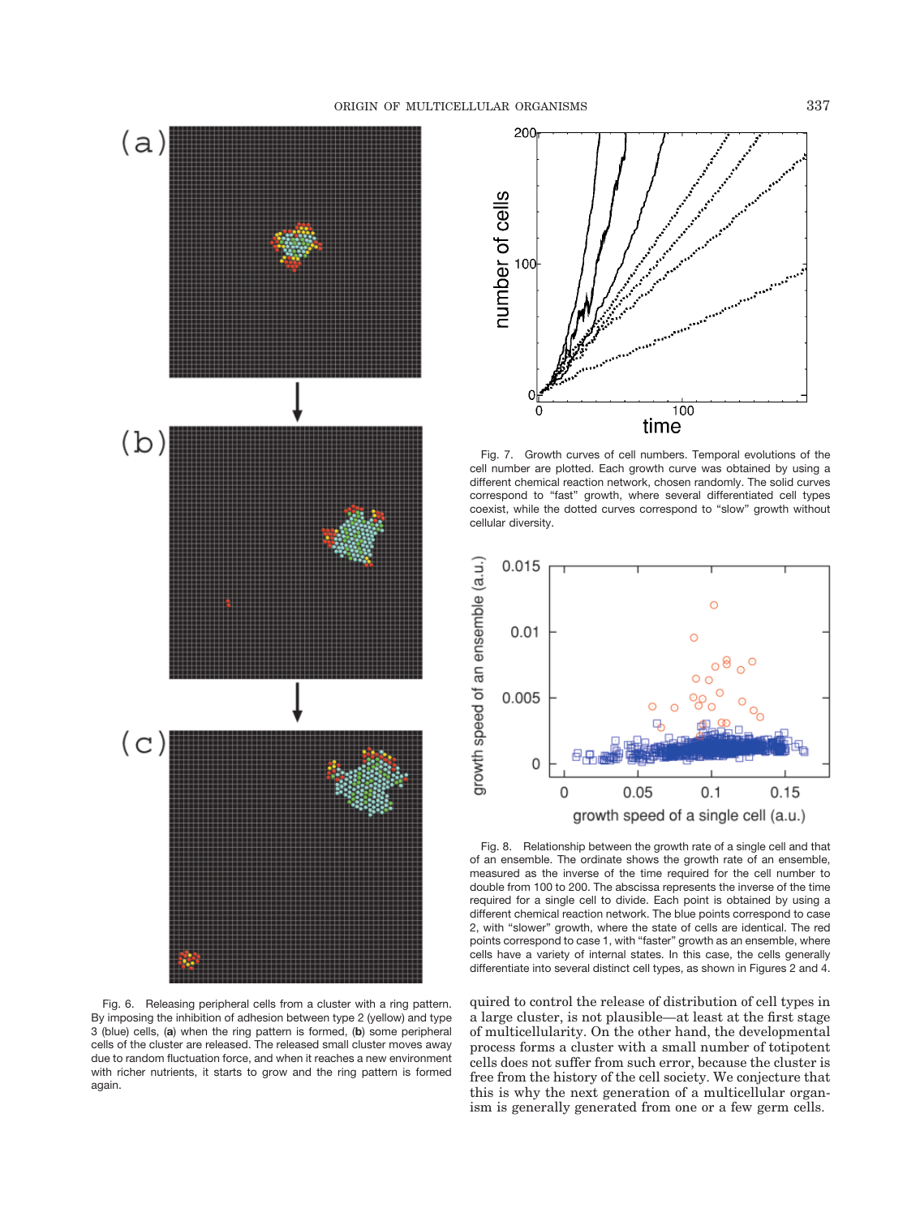Fig. 6. Releasing peripheral cells from a cluster with a ring pattern. By imposing the inhibition of adhesion between type 2 (yellow) and type 3 (blue) cells, (**a**) when the ring pattern is formed, (**b**) some peripheral cells of the cluster are released. The released small cluster moves away due to random fluctuation force, and when it reaches a new environment with richer nutrients, it starts to grow and the ring pattern is formed again.

Fig. 7. Growth curves of cell numbers. Temporal evolutions of the cell number are plotted. Each growth curve was obtained by using a different chemical reaction network, chosen randomly. The solid curves correspond to "fast" growth, where several differentiated cell types coexist, while the dotted curves correspond to "slow" growth without cellular diversity.

Fig. 8. Relationship between the growth rate of a single cell and that of an ensemble. The ordinate shows the growth rate of an ensemble, measured as the inverse of the time required for the cell number to double from 100 to 200. The abscissa represents the inverse of the time required for a single cell to divide. Each point is obtained by using a different chemical reaction network. The blue points correspond to case 2, with "slower" growth, where the state of cells are identical. The red points correspond to case 1, with "faster" growth as an ensemble, where cells have a variety of internal states. In this case, the cells generally differentiate into several distinct cell types, as shown in Figures 2 and 4.

quired to control the release of distribution of cell types in a large cluster, is not plausible—at least at the first stage of multicellularity. On the other hand, the developmental process forms a cluster with a small number of totipotent cells does not suffer from such error, because the cluster is free from the history of the cell society. We conjecture that this is why the next generation of a multicellular organism is generally generated from one or a few germ cells.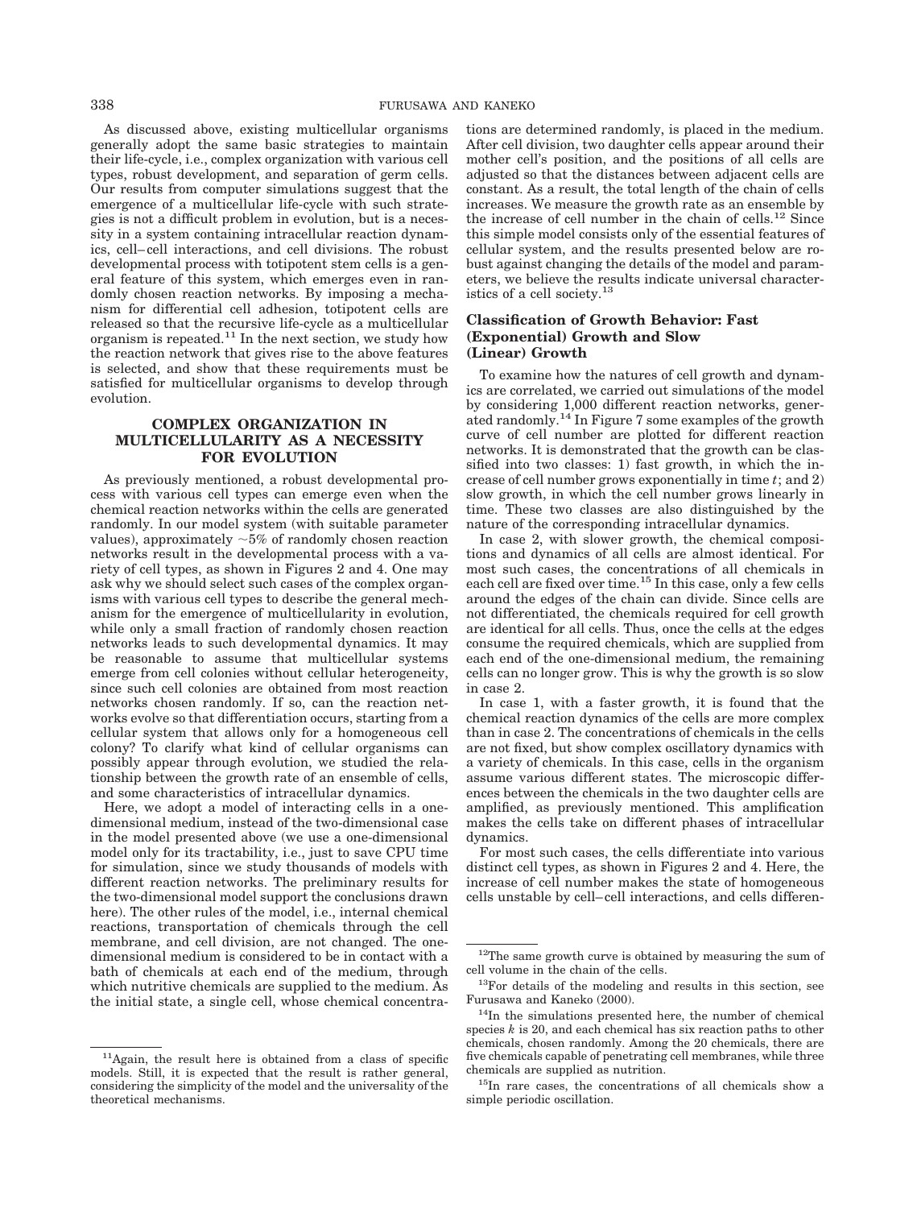As discussed above, existing multicellular organisms generally adopt the same basic strategies to maintain their life-cycle, i.e., complex organization with various cell types, robust development, and separation of germ cells. Our results from computer simulations suggest that the emergence of a multicellular life-cycle with such strategies is not a difficult problem in evolution, but is a necessity in a system containing intracellular reaction dynamics, cell–cell interactions, and cell divisions. The robust developmental process with totipotent stem cells is a general feature of this system, which emerges even in randomly chosen reaction networks. By imposing a mechanism for differential cell adhesion, totipotent cells are released so that the recursive life-cycle as a multicellular organism is repeated.[11] In the next section, we study how the reaction network that gives rise to the above features is selected, and show that these requirements must be satisfied for multicellular organisms to develop through evolution.

## COMPLEX ORGANIZATION IN MULTICELLULARITY AS A NECESSITY FOR EVOLUTION

As previously mentioned, a robust developmental process with various cell types can emerge even when the chemical reaction networks within the cells are generated randomly. In our model system (with suitable parameter values), approximately ~5% of randomly chosen reaction networks result in the developmental process with a variety of cell types, as shown in Figures 2 and 4. One may ask why we should select such cases of the complex organisms with various cell types to describe the general mechanism for the emergence of multicellularity in evolution, while only a small fraction of randomly chosen reaction networks leads to such developmental dynamics. It may be reasonable to assume that multicellular systems emerge from cell colonies without cellular heterogeneity, since such cell colonies are obtained from most reaction networks chosen randomly. If so, can the reaction networks evolve so that differentiation occurs, starting from a cellular system that allows only for a homogeneous cell colony? To clarify what kind of cellular organisms can possibly appear through evolution, we studied the relationship between the growth rate of an ensemble of cells, and some characteristics of intracellular dynamics.

Here, we adopt a model of interacting cells in a one-dimensional medium, instead of the two-dimensional case in the model presented above (we use a one-dimensional model only for its tractability, i.e., just to save CPU time for simulation, since we study thousands of models with different reaction networks. The preliminary results for the two-dimensional model support the conclusions drawn here). The other rules of the model, i.e., internal chemical reactions, transportation of chemicals through the cell membrane, and cell division, are not changed. The one-dimensional medium is considered to be in contact with a bath of chemicals at each end of the medium, through which nutritive chemicals are supplied to the medium. As the initial state, a single cell, whose chemical concentrations are determined randomly, is placed in the medium. After cell division, two daughter cells appear around their mother cell's position, and the positions of all cells are adjusted so that the distances between adjacent cells are constant. As a result, the total length of the chain of cells increases. We measure the growth rate as an ensemble by the increase of cell number in the chain of cells.[12] Since this simple model consists only of the essential features of cellular system, and the results presented below are robust against changing the details of the model and parameters, we believe the results indicate universal characteristics of a cell society.[13]

### Classification of Growth Behavior: Fast (Exponential) Growth and Slow (Linear) Growth

To examine how the natures of cell growth and dynamics are correlated, we carried out simulations of the model by considering 1,000 different reaction networks, generated randomly.[14] In Figure 7 some examples of the growth curve of cell number are plotted for different reaction networks. It is demonstrated that the growth can be classified into two classes: 1) fast growth, in which the increase of cell number grows exponentially in time $t$; and 2) slow growth, in which the cell number grows linearly in time. These two classes are also distinguished by the nature of the corresponding intracellular dynamics.

In case 2, with slower growth, the chemical compositions and dynamics of all cells are almost identical. For most such cases, the concentrations of all chemicals in each cell are fixed over time.[15] In this case, only a few cells around the edges of the chain can divide. Since cells are not differentiated, the chemicals required for cell growth are identical for all cells. Thus, once the cells at the edges consume the required chemicals, which are supplied from each end of the one-dimensional medium, the remaining cells can no longer grow. This is why the growth is so slow in case 2.

In case 1, with a faster growth, it is found that the chemical reaction dynamics of the cells are more complex than in case 2. The concentrations of chemicals in the cells are not fixed, but show complex oscillatory dynamics with a variety of chemicals. In this case, cells in the organism assume various different states. The microscopic differences between the chemicals in the two daughter cells are amplified, as previously mentioned. This amplification makes the cells take on different phases of intracellular dynamics.

For most such cases, the cells differentiate into various distinct cell types, as shown in Figures 2 and 4. Here, the increase of cell number makes the state of homogeneous cells unstable by cell–cell interactions, and cells differen-

[11] Again, the result here is obtained from a class of specific models. Still, it is expected that the result is rather general, considering the simplicity of the model and the universality of the theoretical mechanisms.

[12] The same growth curve is obtained by measuring the sum of cell volume in the chain of the cells.

[13] For details of the modeling and results in this section, see Furusawa and Kaneko (2000).

[14] In the simulations presented here, the number of chemical species $k$ is 20, and each chemical has six reaction paths to other chemicals, chosen randomly. Among the 20 chemicals, there are five chemicals capable of penetrating cell membranes, while three chemicals are supplied as nutrition.

[15] In rare cases, the concentrations of all chemicals show a simple periodic oscillation.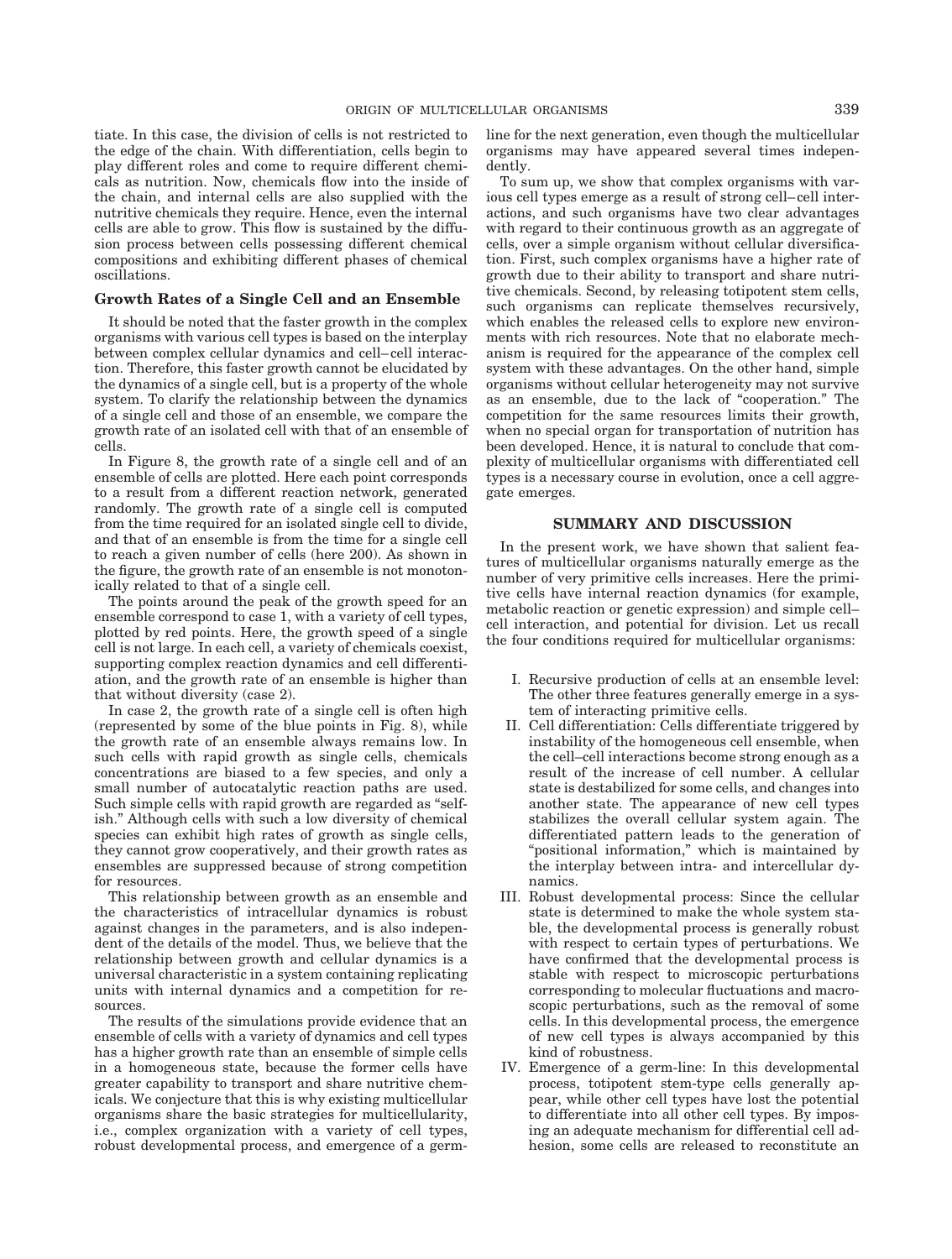tiate. In this case, the division of cells is not restricted to the edge of the chain. With differentiation, cells begin to play different roles and come to require different chemicals as nutrition. Now, chemicals flow into the inside of the chain, and internal cells are also supplied with the nutritive chemicals they require. Hence, even the internal cells are able to grow. This flow is sustained by the diffusion process between cells possessing different chemical compositions and exhibiting different phases of chemical oscillations.

### Growth Rates of a Single Cell and an Ensemble

It should be noted that the faster growth in the complex organisms with various cell types is based on the interplay between complex cellular dynamics and cell–cell interaction. Therefore, this faster growth cannot be elucidated by the dynamics of a single cell, but is a property of the whole system. To clarify the relationship between the dynamics of a single cell and those of an ensemble, we compare the growth rate of an isolated cell with that of an ensemble of cells.

In Figure 8, the growth rate of a single cell and of an ensemble of cells are plotted. Here each point corresponds to a result from a different reaction network, generated randomly. The growth rate of a single cell is computed from the time required for an isolated single cell to divide, and that of an ensemble is from the time for a single cell to reach a given number of cells (here 200). As shown in the figure, the growth rate of an ensemble is not monotonically related to that of a single cell.

The points around the peak of the growth speed for an ensemble correspond to case 1, with a variety of cell types, plotted by red points. Here, the growth speed of a single cell is not large. In each cell, a variety of chemicals coexist, supporting complex reaction dynamics and cell differentiation, and the growth rate of an ensemble is higher than that without diversity (case 2).

In case 2, the growth rate of a single cell is often high (represented by some of the blue points in Fig. 8), while the growth rate of an ensemble always remains low. In such cells with rapid growth as single cells, chemicals concentrations are biased to a few species, and only a small number of autocatalytic reaction paths are used. Such simple cells with rapid growth are regarded as "selfish." Although cells with such a low diversity of chemical species can exhibit high rates of growth as single cells, they cannot grow cooperatively, and their growth rates as ensembles are suppressed because of strong competition for resources.

This relationship between growth as an ensemble and the characteristics of intracellular dynamics is robust against changes in the parameters, and is also independent of the details of the model. Thus, we believe that the relationship between growth and cellular dynamics is a universal characteristic in a system containing replicating units with internal dynamics and a competition for resources.

The results of the simulations provide evidence that an ensemble of cells with a variety of dynamics and cell types has a higher growth rate than an ensemble of simple cells in a homogeneous state, because the former cells have greater capability to transport and share nutritive chemicals. We conjecture that this is why existing multicellular organisms share the basic strategies for multicellularity, i.e., complex organization with a variety of cell types, robust developmental process, and emergence of a germ-line for the next generation, even though the multicellular organisms may have appeared several times independently.

To sum up, we show that complex organisms with various cell types emerge as a result of strong cell–cell interactions, and such organisms have two clear advantages with regard to their continuous growth as an aggregate of cells, over a simple organism without cellular diversification. First, such complex organisms have a higher rate of growth due to their ability to transport and share nutritive chemicals. Second, by releasing totipotent stem cells, such organisms can replicate themselves recursively, which enables the released cells to explore new environments with rich resources. Note that no elaborate mechanism is required for the appearance of the complex cell system with these advantages. On the other hand, simple organisms without cellular heterogeneity may not survive as an ensemble, due to the lack of "cooperation." The competition for the same resources limits their growth, when no special organ for transportation of nutrition has been developed. Hence, it is natural to conclude that complexity of multicellular organisms with differentiated cell types is a necessary course in evolution, once a cell aggregate emerges.

## SUMMARY AND DISCUSSION

In the present work, we have shown that salient features of multicellular organisms naturally emerge as the number of very primitive cells increases. Here the primitive cells have internal reaction dynamics (for example, metabolic reaction or genetic expression) and simple cell–cell interaction, and potential for division. Let us recall the four conditions required for multicellular organisms:

I. Recursive production of cells at an ensemble level: The other three features generally emerge in a system of interacting primitive cells.
II. Cell differentiation: Cells differentiate triggered by instability of the homogeneous cell ensemble, when the cell–cell interactions become strong enough as a result of the increase of cell number. A cellular state is destabilized for some cells, and changes into another state. The appearance of new cell types stabilizes the overall cellular system again. The differentiated pattern leads to the generation of "positional information," which is maintained by the interplay between intra- and intercellular dynamics.
III. Robust developmental process: Since the cellular state is determined to make the whole system stable, the developmental process is generally robust with respect to certain types of perturbations. We have confirmed that the developmental process is stable with respect to microscopic perturbations corresponding to molecular fluctuations and macroscopic perturbations, such as the removal of some cells. In this developmental process, the emergence of new cell types is always accompanied by this kind of robustness.
IV. Emergence of a germ-line: In this developmental process, totipotent stem-type cells generally appear, while other cell types have lost the potential to differentiate into all other cell types. By imposing an adequate mechanism for differential cell adhesion, some cells are released to reconstitute an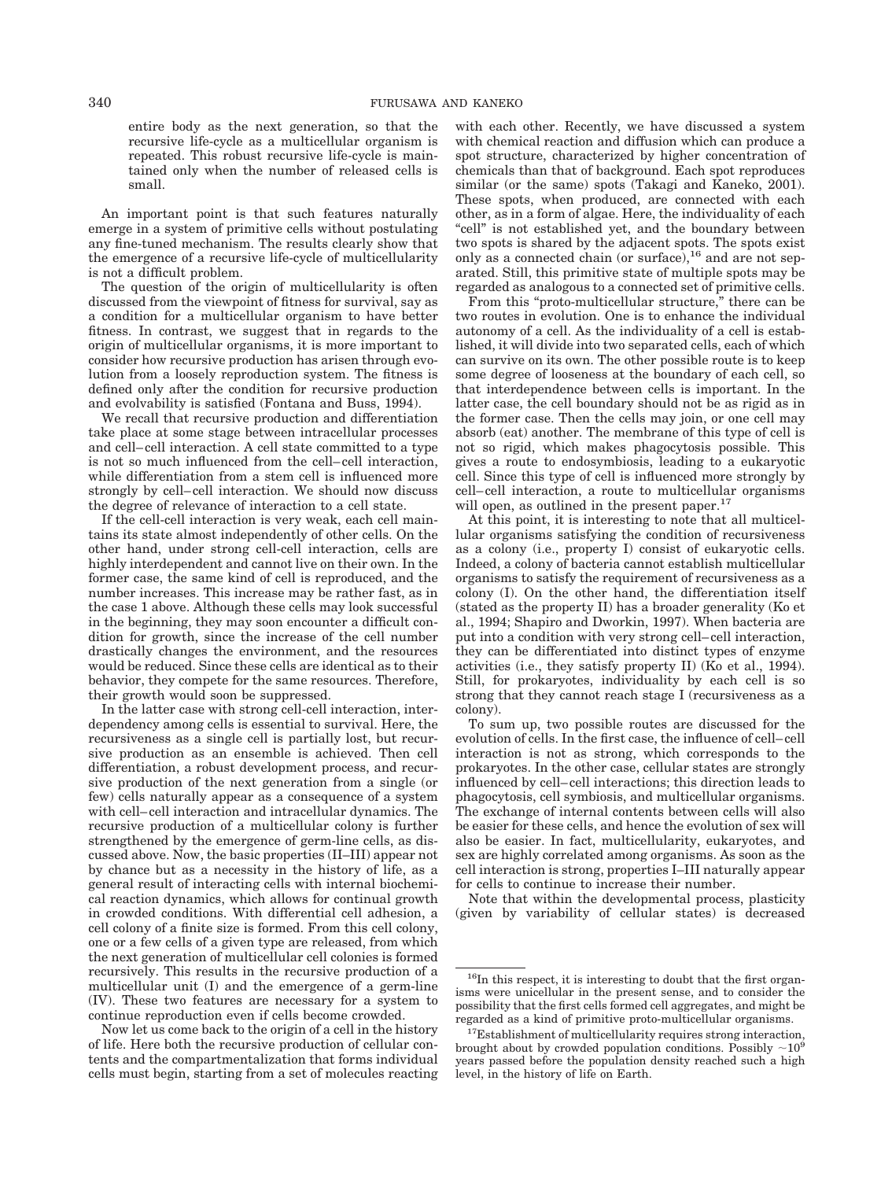entire body as the next generation, so that the recursive life-cycle as a multicellular organism is repeated. This robust recursive life-cycle is maintained only when the number of released cells is small.

An important point is that such features naturally emerge in a system of primitive cells without postulating any fine-tuned mechanism. The results clearly show that the emergence of a recursive life-cycle of multicellularity is not a difficult problem.

The question of the origin of multicellularity is often discussed from the viewpoint of fitness for survival, say as a condition for a multicellular organism to have better fitness. In contrast, we suggest that in regards to the origin of multicellular organisms, it is more important to consider how recursive production has arisen through evolution from a loosely reproduction system. The fitness is defined only after the condition for recursive production and evolvability is satisfied (Fontana and Buss, 1994).

We recall that recursive production and differentiation take place at some stage between intracellular processes and cell–cell interaction. A cell state committed to a type is not so much influenced from the cell–cell interaction, while differentiation from a stem cell is influenced more strongly by cell–cell interaction. We should now discuss the degree of relevance of interaction to a cell state.

If the cell-cell interaction is very weak, each cell maintains its state almost independently of other cells. On the other hand, under strong cell-cell interaction, cells are highly interdependent and cannot live on their own. In the former case, the same kind of cell is reproduced, and the number increases. This increase may be rather fast, as in the case 1 above. Although these cells may look successful in the beginning, they may soon encounter a difficult condition for growth, since the increase of the cell number drastically changes the environment, and the resources would be reduced. Since these cells are identical as to their behavior, they compete for the same resources. Therefore, their growth would soon be suppressed.

In the latter case with strong cell-cell interaction, interdependency among cells is essential to survival. Here, the recursiveness as a single cell is partially lost, but recursive production as an ensemble is achieved. Then cell differentiation, a robust development process, and recursive production of the next generation from a single (or few) cells naturally appear as a consequence of a system with cell–cell interaction and intracellular dynamics. The recursive production of a multicellular colony is further strengthened by the emergence of germ-line cells, as discussed above. Now, the basic properties (II–III) appear not by chance but as a necessity in the history of life, as a general result of interacting cells with internal biochemical reaction dynamics, which allows for continual growth in crowded conditions. With differential cell adhesion, a cell colony of a finite size is formed. From this cell colony, one or a few cells of a given type are released, from which the next generation of multicellular cell colonies is formed recursively. This results in the recursive production of a multicellular unit (I) and the emergence of a germ-line (IV). These two features are necessary for a system to continue reproduction even if cells become crowded.

Now let us come back to the origin of a cell in the history of life. Here both the recursive production of cellular contents and the compartmentalization that forms individual cells must begin, starting from a set of molecules reacting with each other. Recently, we have discussed a system with chemical reaction and diffusion which can produce a spot structure, characterized by higher concentration of chemicals than that of background. Each spot reproduces similar (or the same) spots (Takagi and Kaneko, 2001). These spots, when produced, are connected with each other, as in a form of algae. Here, the individuality of each "cell" is not established yet, and the boundary between two spots is shared by the adjacent spots. The spots exist only as a connected chain (or surface),[16] and are not separated. Still, this primitive state of multiple spots may be regarded as analogous to a connected set of primitive cells.

From this "proto-multicellular structure," there can be two routes in evolution. One is to enhance the individual autonomy of a cell. As the individuality of a cell is established, it will divide into two separated cells, each of which can survive on its own. The other possible route is to keep some degree of looseness at the boundary of each cell, so that interdependence between cells is important. In the latter case, the cell boundary should not be as rigid as in the former case. Then the cells may join, or one cell may absorb (eat) another. The membrane of this type of cell is not so rigid, which makes phagocytosis possible. This gives a route to endosymbiosis, leading to a eukaryotic cell. Since this type of cell is influenced more strongly by cell–cell interaction, a route to multicellular organisms will open, as outlined in the present paper.[17]

At this point, it is interesting to note that all multicellular organisms satisfying the condition of recursiveness as a colony (i.e., property I) consist of eukaryotic cells. Indeed, a colony of bacteria cannot establish multicellular organisms to satisfy the requirement of recursiveness as a colony (I). On the other hand, the differentiation itself (stated as the property II) has a broader generality (Ko et al., 1994; Shapiro and Dworkin, 1997). When bacteria are put into a condition with very strong cell–cell interaction, they can be differentiated into distinct types of enzyme activities (i.e., they satisfy property II) (Ko et al., 1994). Still, for prokaryotes, individuality by each cell is so strong that they cannot reach stage I (recursiveness as a colony).

To sum up, two possible routes are discussed for the evolution of cells. In the first case, the influence of cell–cell interaction is not as strong, which corresponds to the prokaryotes. In the other case, cellular states are strongly influenced by cell–cell interactions; this direction leads to phagocytosis, cell symbiosis, and multicellular organisms. The exchange of internal contents between cells will also be easier for these cells, and hence the evolution of sex will also be easier. In fact, multicellularity, eukaryotes, and sex are highly correlated among organisms. As soon as the cell interaction is strong, properties I–III naturally appear for cells to continue to increase their number.

Note that within the developmental process, plasticity (given by variability of cellular states) is decreased

[16] In this respect, it is interesting to doubt that the first organisms were unicellular in the present sense, and to consider the possibility that the first cells formed cell aggregates, and might be regarded as a kind of primitive proto-multicellular organisms.

[17] Establishment of multicellularity requires strong interaction, brought about by crowded population conditions. Possibly $\sim 10^9$ years passed before the population density reached such a high level, in the history of life on Earth.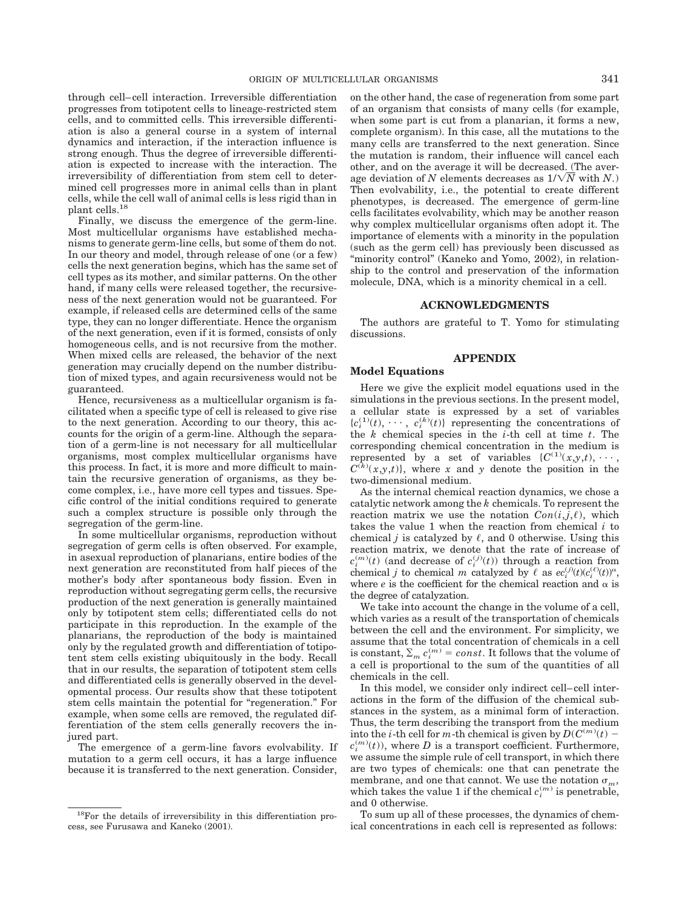through cell–cell interaction. Irreversible differentiation progresses from totipotent cells to lineage-restricted stem cells, and to committed cells. This irreversible differentiation is also a general course in a system of internal dynamics and interaction, if the interaction influence is strong enough. Thus the degree of irreversible differentiation is expected to increase with the interaction. The irreversibility of differentiation from stem cell to determined cell progresses more in animal cells than in plant cells, while the cell wall of animal cells is less rigid than in plant cells.[18]

Finally, we discuss the emergence of the germ-line. Most multicellular organisms have established mechanisms to generate germ-line cells, but some of them do not. In our theory and model, through release of one (or a few) cells the next generation begins, which has the same set of cell types as its mother, and similar patterns. On the other hand, if many cells were released together, the recursiveness of the next generation would not be guaranteed. For example, if released cells are determined cells of the same type, they can no longer differentiate. Hence the organism of the next generation, even if it is formed, consists of only homogeneous cells, and is not recursive from the mother. When mixed cells are released, the behavior of the next generation may crucially depend on the number distribution of mixed types, and again recursiveness would not be guaranteed.

Hence, recursiveness as a multicellular organism is facilitated when a specific type of cell is released to give rise to the next generation. According to our theory, this accounts for the origin of a germ-line. Although the separation of a germ-line is not necessary for all multicellular organisms, most complex multicellular organisms have this process. In fact, it is more and more difficult to maintain the recursive generation of organisms, as they become complex, i.e., have more cell types and tissues. Specific control of the initial conditions required to generate such a complex structure is possible only through the segregation of the germ-line.

In some multicellular organisms, reproduction without segregation of germ cells is often observed. For example, in asexual reproduction of planarians, entire bodies of the next generation are reconstituted from half pieces of the mother's body after spontaneous body fission. Even in reproduction without segregating germ cells, the recursive production of the next generation is generally maintained only by totipotent stem cells; differentiated cells do not participate in this reproduction. In the example of the planarians, the reproduction of the body is maintained only by the regulated growth and differentiation of totipotent stem cells existing ubiquitously in the body. Recall that in our results, the separation of totipotent stem cells and differentiated cells is generally observed in the developmental process. Our results show that these totipotent stem cells maintain the potential for "regeneration." For example, when some cells are removed, the regulated differentiation of the stem cells generally recovers the injured part.

The emergence of a germ-line favors evolvability. If mutation to a germ cell occurs, it has a large influence because it is transferred to the next generation. Consider, on the other hand, the case of regeneration from some part of an organism that consists of many cells (for example, when some part is cut from a planarian, it forms a new, complete organism). In this case, all the mutations to the many cells are transferred to the next generation. Since the mutation is random, their influence will cancel each other, and on the average it will be decreased. (The average deviation of $N$ elements decreases as $1/\sqrt{N}$ with $N$.) Then evolvability, i.e., the potential to create different phenotypes, is decreased. The emergence of germ-line cells facilitates evolvability, which may be another reason why complex multicellular organisms often adopt it. The importance of elements with a minority in the population (such as the germ cell) has previously been discussed as "minority control" (Kaneko and Yomo, 2002), in relationship to the control and preservation of the information molecule, DNA, which is a minority chemical in a cell.

## ACKNOWLEDGMENTS

The authors are grateful to T. Yomo for stimulating discussions.

## APPENDIX

### Model Equations

Here we give the explicit model equations used in the simulations in the previous sections. In the present model, a cellular state is expressed by a set of variables $\{c_i^{(1)}(t), \cdots, c_i^{(k)}(t)\}$ representing the concentrations of the $k$ chemical species in the $i$-th cell at time $t$. The corresponding chemical concentration in the medium is represented by a set of variables $\{C^{(1)}(x,y,t), \cdots, C^{(k)}(x,y,t)\}$, where $x$ and $y$ denote the position in the two-dimensional medium.

As the internal chemical reaction dynamics, we chose a catalytic network among the $k$ chemicals. To represent the reaction matrix we use the notation $Con(i,j,\ell)$, which takes the value 1 when the reaction from chemical $i$ to chemical $j$ is catalyzed by $\ell$, and 0 otherwise. Using this reaction matrix, we denote that the rate of increase of $c_i^{(m)}(t)$ (and decrease of $c_i^{(j)}(t)$) through a reaction from chemical $j$ to chemical $m$ catalyzed by $\ell$ as $ec_i^{(j)}(t)(c_i^{(\ell)}(t))^{\alpha}$, where $e$ is the coefficient for the chemical reaction and $\alpha$ is the degree of catalyzation.

We take into account the change in the volume of a cell, which varies as a result of the transportation of chemicals between the cell and the environment. For simplicity, we assume that the total concentration of chemicals in a cell is constant, $\sum_m c_i^{(m)} = const$. It follows that the volume of a cell is proportional to the sum of the quantities of all chemicals in the cell.

In this model, we consider only indirect cell–cell interactions in the form of the diffusion of the chemical substances in the system, as a minimal form of interaction. Thus, the term describing the transport from the medium into the $i$-th cell for $m$-th chemical is given by $D(C^{(m)}(t) - c_i^{(m)}(t))$, where $D$ is a transport coefficient. Furthermore, we assume the simple rule of cell transport, in which there are two types of chemicals: one that can penetrate the membrane, and one that cannot. We use the notation $\sigma_m$, which takes the value 1 if the chemical $c_i^{(m)}$ is penetrable, and 0 otherwise.

To sum up all of these processes, the dynamics of chemical concentrations in each cell is represented as follows:

[18] For the details of irreversibility in this differentiation process, see Furusawa and Kaneko (2001).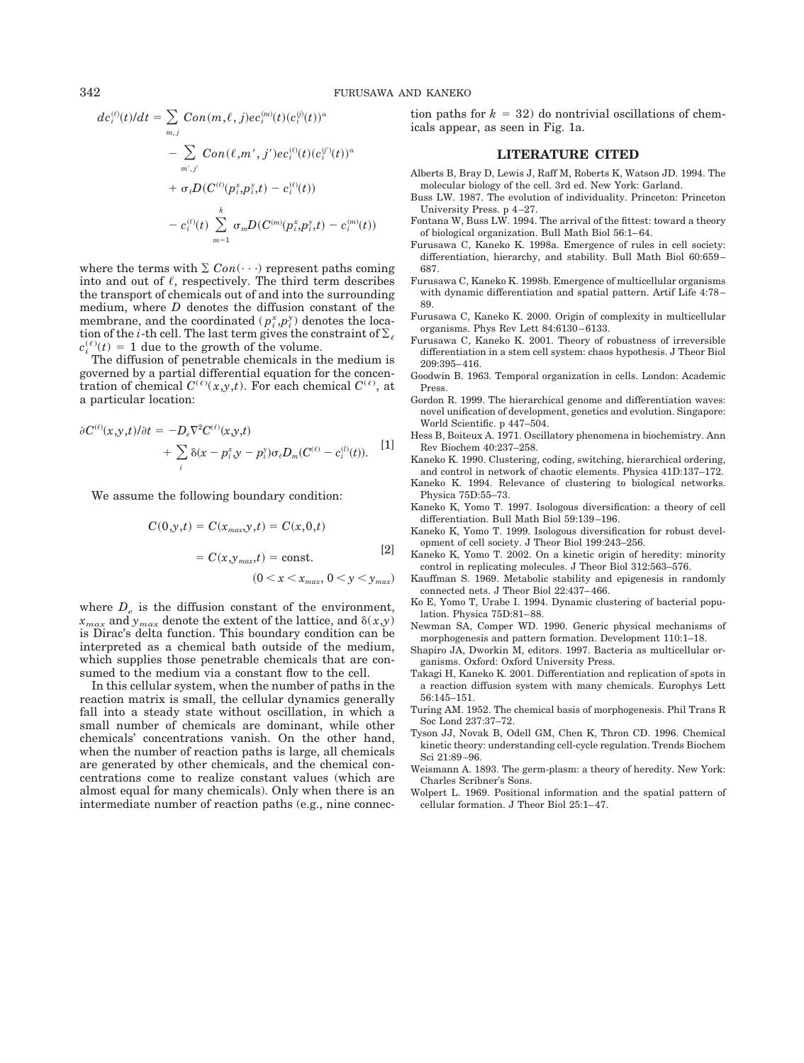$$dc_i^{(\ell)}(t)/dt = \sum_{m,j} Con(m,\ell,j)ec_i^{(m)}(t)(c_i^{(j)}(t))^{\alpha}$$

$$- \sum_{m',j'} Con(\ell,m',j')ec_i^{(\ell)}(t)(c_i^{(j')}(t))^{\alpha}$$

$$+ \sigma_\ell D(C^{(\ell)}(p_i^x,p_i^y,t) - c_i^{(\ell)}(t))$$

$$- c_i^{(\ell)}(t) \sum_{m=1}^{k} \sigma_m D(C^{(m)}(p_i^x,p_i^y,t) - c_i^{(m)}(t))$$

where the terms with $\Sigma\, Con(\cdots)$ represent paths coming into and out of $\ell$, respectively. The third term describes the transport of chemicals out of and into the surrounding medium, where $D$ denotes the diffusion constant of the membrane, and the coordinated $(p_i^x,p_i^y)$ denotes the location of the $i$-th cell. The last term gives the constraint of $\Sigma_\ell$ $c_i^{(\ell)}(t) = 1$ due to the growth of the volume.

The diffusion of penetrable chemicals in the medium is governed by a partial differential equation for the concentration of chemical $C^{(\ell)}(x,y,t)$. For each chemical $C^{(\ell)}$, at a particular location:

$$\partial C^{(\ell)}(x,y,t)/\partial t = -D_e\nabla^2 C^{(\ell)}(x,y,t) + \sum_i \delta(x - p_i^x, y - p_i^y)\sigma_\ell D_m(C^{(\ell)} - c_i^{(l)}(t)). \quad [1]$$

We assume the following boundary condition:

$$C(0,y,t) = C(x_{max},y,t) = C(x,0,t) = C(x,y_{max},t) = \text{const.} \quad [2]$$

$$(0 < x < x_{max},\ 0 < y < y_{max})$$

where $D_e$ is the diffusion constant of the environment, $x_{max}$ and $y_{max}$ denote the extent of the lattice, and $\delta(x,y)$ is Dirac's delta function. This boundary condition can be interpreted as a chemical bath outside of the medium, which supplies those penetrable chemicals that are consumed to the medium via a constant flow to the cell.

In this cellular system, when the number of paths in the reaction matrix is small, the cellular dynamics generally fall into a steady state without oscillation, in which a small number of chemicals are dominant, while other chemicals' concentrations vanish. On the other hand, when the number of reaction paths is large, all chemicals are generated by other chemicals, and the chemical concentrations come to realize constant values (which are almost equal for many chemicals). Only when there is an intermediate number of reaction paths (e.g., nine connection paths for $k = 32$) do nontrivial oscillations of chemicals appear, as seen in Fig. 1a.

## LITERATURE CITED

Alberts B, Bray D, Lewis J, Raff M, Roberts K, Watson JD. 1994. The molecular biology of the cell. 3rd ed. New York: Garland.

Buss LW. 1987. The evolution of individuality. Princeton: Princeton University Press. p 4–27.

Fontana W, Buss LW. 1994. The arrival of the fittest: toward a theory of biological organization. Bull Math Biol 56:1–64.

Furusawa C, Kaneko K. 1998a. Emergence of rules in cell society: differentiation, hierarchy, and stability. Bull Math Biol 60:659–687.

Furusawa C, Kaneko K. 1998b. Emergence of multicellular organisms with dynamic differentiation and spatial pattern. Artif Life 4:78–89.

Furusawa C, Kaneko K. 2000. Origin of complexity in multicellular organisms. Phys Rev Lett 84:6130–6133.

Furusawa C, Kaneko K. 2001. Theory of robustness of irreversible differentiation in a stem cell system: chaos hypothesis. J Theor Biol 209:395–416.

Goodwin B. 1963. Temporal organization in cells. London: Academic Press.

Gordon R. 1999. The hierarchical genome and differentiation waves: novel unification of development, genetics and evolution. Singapore: World Scientific. p 447–504.

Hess B, Boiteux A. 1971. Oscillatory phenomena in biochemistry. Ann Rev Biochem 40:237–258.

Kaneko K. 1990. Clustering, coding, switching, hierarchical ordering, and control in network of chaotic elements. Physica 41D:137–172.

Kaneko K. 1994. Relevance of clustering to biological networks. Physica 75D:55–73.

Kaneko K, Yomo T. 1997. Isologous diversification: a theory of cell differentiation. Bull Math Biol 59:139–196.

Kaneko K, Yomo T. 1999. Isologous diversification for robust development of cell society. J Theor Biol 199:243–256.

Kaneko K, Yomo T. 2002. On a kinetic origin of heredity: minority control in replicating molecules. J Theor Biol 312:563–576.

Kauffman S. 1969. Metabolic stability and epigenesis in randomly connected nets. J Theor Biol 22:437–466.

Ko E, Yomo T, Urabe I. 1994. Dynamic clustering of bacterial population. Physica 75D:81–88.

Newman SA, Comper WD. 1990. Generic physical mechanisms of morphogenesis and pattern formation. Development 110:1–18.

Shapiro JA, Dworkin M, editors. 1997. Bacteria as multicellular organisms. Oxford: Oxford University Press.

Takagi H, Kaneko K. 2001. Differentiation and replication of spots in a reaction diffusion system with many chemicals. Europhys Lett 56:145–151.

Turing AM. 1952. The chemical basis of morphogenesis. Phil Trans R Soc Lond 237:37–72.

Tyson JJ, Novak B, Odell GM, Chen K, Thron CD. 1996. Chemical kinetic theory: understanding cell-cycle regulation. Trends Biochem Sci 21:89–96.

Weismann A. 1893. The germ-plasm: a theory of heredity. New York: Charles Scribner's Sons.

Wolpert L. 1969. Positional information and the spatial pattern of cellular formation. J Theor Biol 25:1–47.